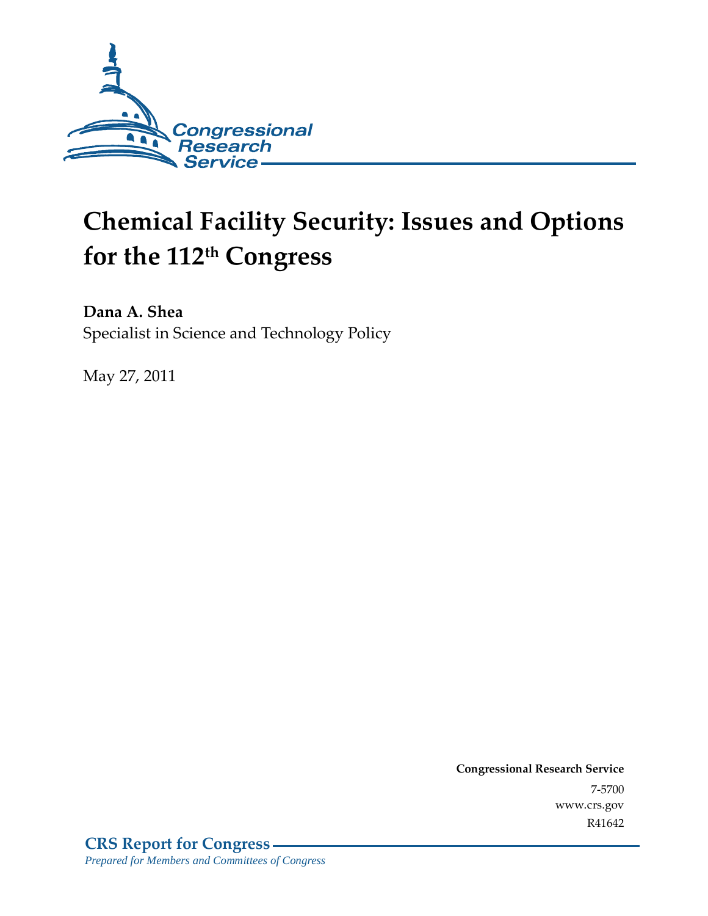# Chemical Facility Security: Issues and Options for the 112th Congress

**Dana A. Shea**
Specialist in Science and Technology Policy

May 27, 2011

**Congressional Research Service**
7-5700
www.crs.gov
R41642

**CRS Report for Congress**
*Prepared for Members and Committees of Congress*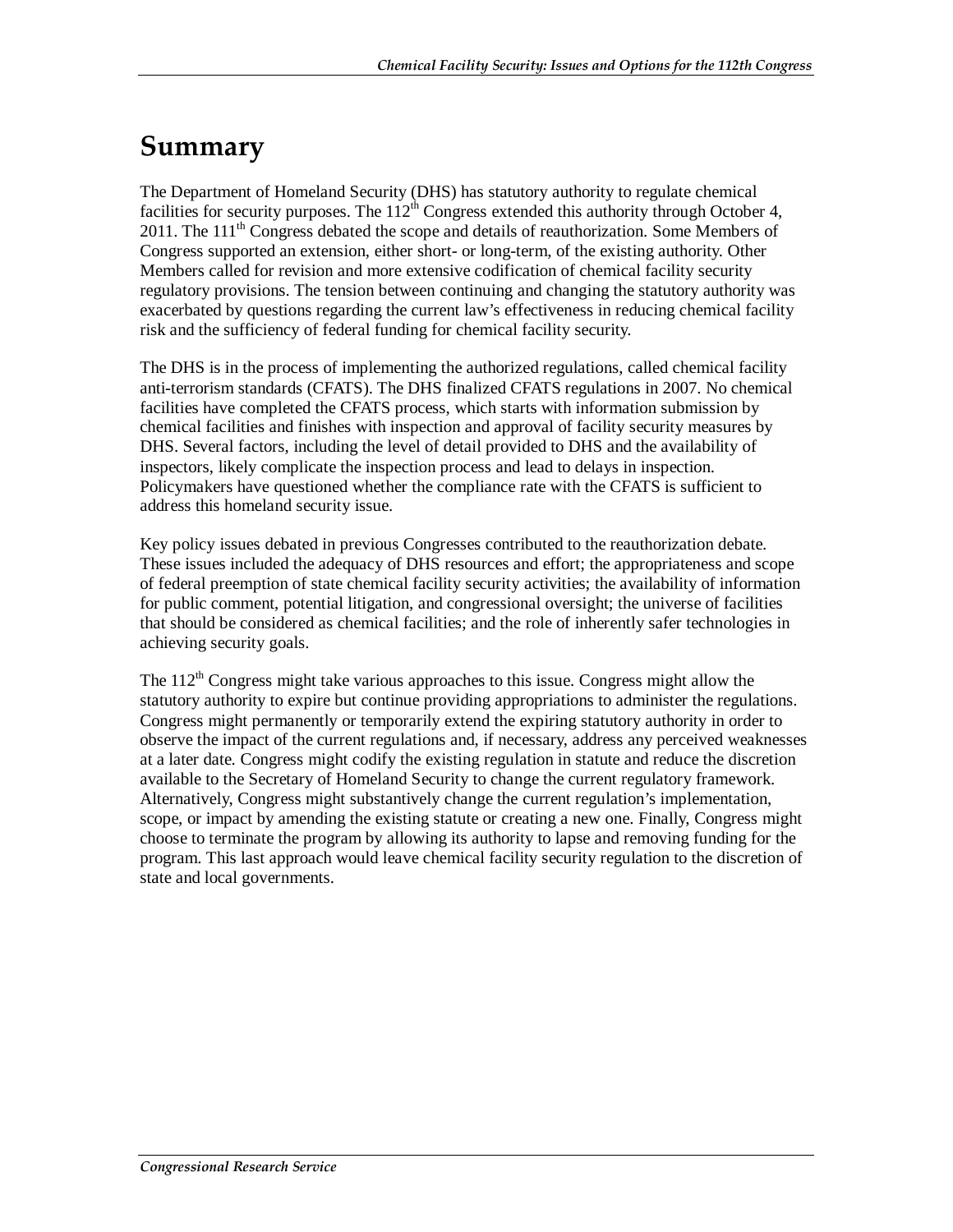# Summary

The Department of Homeland Security (DHS) has statutory authority to regulate chemical facilities for security purposes. The 112th Congress extended this authority through October 4, 2011. The 111th Congress debated the scope and details of reauthorization. Some Members of Congress supported an extension, either short- or long-term, of the existing authority. Other Members called for revision and more extensive codification of chemical facility security regulatory provisions. The tension between continuing and changing the statutory authority was exacerbated by questions regarding the current law's effectiveness in reducing chemical facility risk and the sufficiency of federal funding for chemical facility security.

The DHS is in the process of implementing the authorized regulations, called chemical facility anti-terrorism standards (CFATS). The DHS finalized CFATS regulations in 2007. No chemical facilities have completed the CFATS process, which starts with information submission by chemical facilities and finishes with inspection and approval of facility security measures by DHS. Several factors, including the level of detail provided to DHS and the availability of inspectors, likely complicate the inspection process and lead to delays in inspection. Policymakers have questioned whether the compliance rate with the CFATS is sufficient to address this homeland security issue.

Key policy issues debated in previous Congresses contributed to the reauthorization debate. These issues included the adequacy of DHS resources and effort; the appropriateness and scope of federal preemption of state chemical facility security activities; the availability of information for public comment, potential litigation, and congressional oversight; the universe of facilities that should be considered as chemical facilities; and the role of inherently safer technologies in achieving security goals.

The 112th Congress might take various approaches to this issue. Congress might allow the statutory authority to expire but continue providing appropriations to administer the regulations. Congress might permanently or temporarily extend the expiring statutory authority in order to observe the impact of the current regulations and, if necessary, address any perceived weaknesses at a later date. Congress might codify the existing regulation in statute and reduce the discretion available to the Secretary of Homeland Security to change the current regulatory framework. Alternatively, Congress might substantively change the current regulation's implementation, scope, or impact by amending the existing statute or creating a new one. Finally, Congress might choose to terminate the program by allowing its authority to lapse and removing funding for the program. This last approach would leave chemical facility security regulation to the discretion of state and local governments.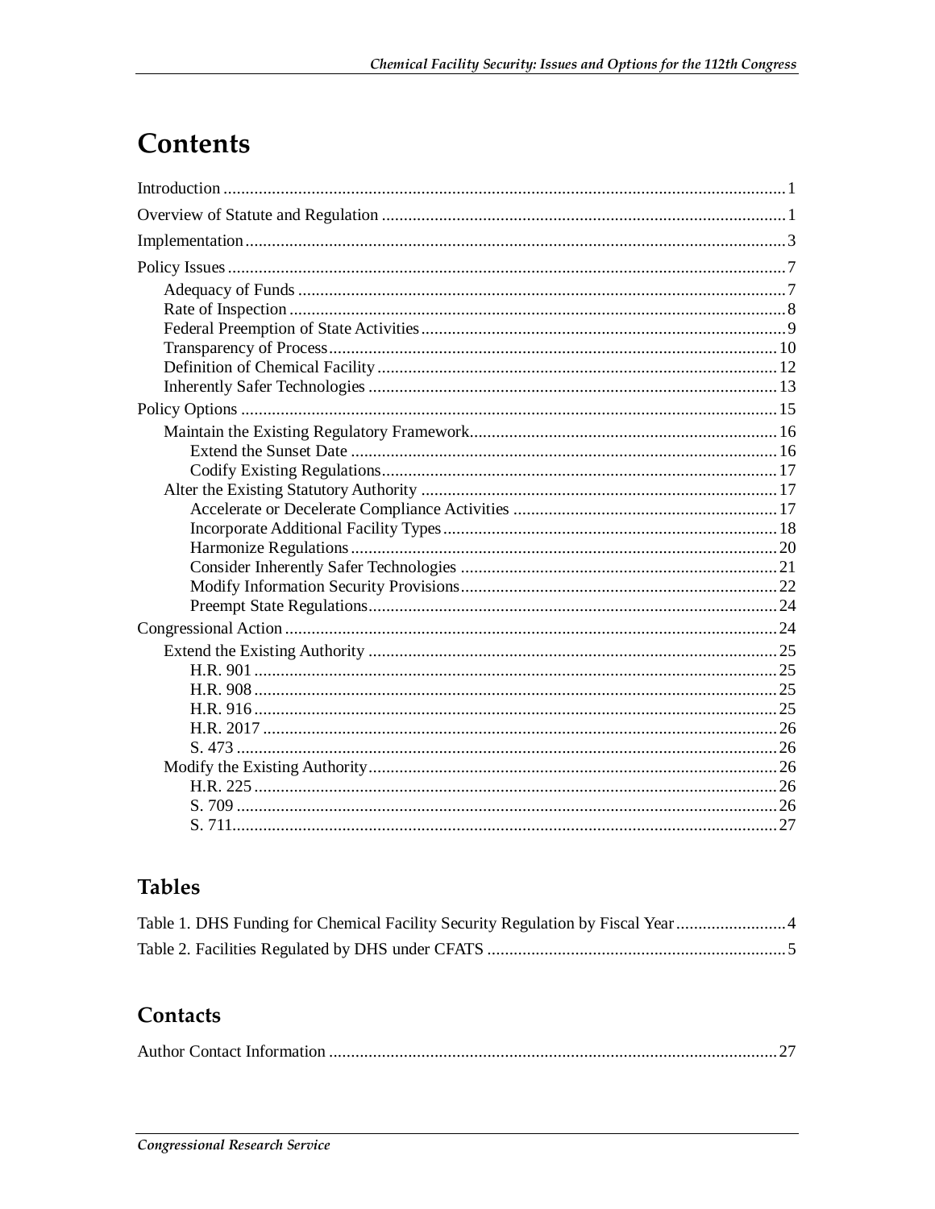# Contents

Introduction ............................................................................................................................ 1
Overview of Statute and Regulation ........................................................................................ 1
Implementation ........................................................................................................................ 3
Policy Issues ............................................................................................................................ 7
 Adequacy of Funds ............................................................................................................ 7
 Rate of Inspection .............................................................................................................. 8
 Federal Preemption of State Activities ................................................................................ 9
 Transparency of Process .................................................................................................... 10
 Definition of Chemical Facility ......................................................................................... 12
 Inherently Safer Technologies ........................................................................................... 13
Policy Options ........................................................................................................................ 15
 Maintain the Existing Regulatory Framework .................................................................... 16
  Extend the Sunset Date ................................................................................................ 16
  Codify Existing Regulations ......................................................................................... 17
 Alter the Existing Statutory Authority ................................................................................ 17
  Accelerate or Decelerate Compliance Activities ........................................................... 17
  Incorporate Additional Facility Types .......................................................................... 18
  Harmonize Regulations ................................................................................................ 20
  Consider Inherently Safer Technologies ....................................................................... 21
  Modify Information Security Provisions ....................................................................... 22
  Preempt State Regulations ............................................................................................ 24
Congressional Action ............................................................................................................. 24
 Extend the Existing Authority ............................................................................................ 25
  H.R. 901 ...................................................................................................................... 25
  H.R. 908 ...................................................................................................................... 25
  H.R. 916 ...................................................................................................................... 25
  H.R. 2017 .................................................................................................................... 26
  S. 473 .......................................................................................................................... 26
 Modify the Existing Authority ............................................................................................ 26
  H.R. 225 ...................................................................................................................... 26
  S. 709 .......................................................................................................................... 26
  S. 711 .......................................................................................................................... 27

## Tables

Table 1. DHS Funding for Chemical Facility Security Regulation by Fiscal Year ........................ 4
Table 2. Facilities Regulated by DHS under CFATS .................................................................. 5

## Contacts

Author Contact Information .................................................................................................... 27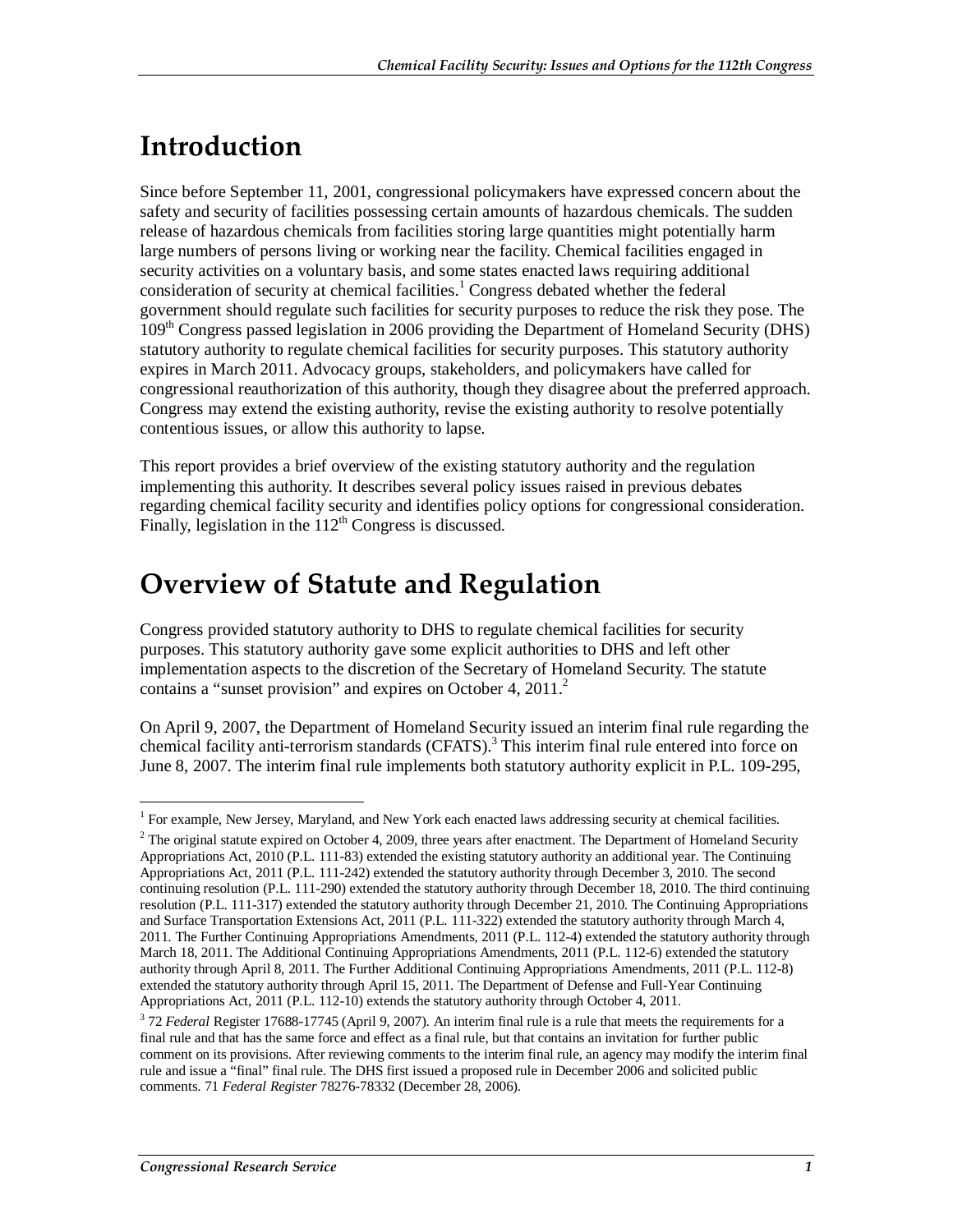# Introduction

Since before September 11, 2001, congressional policymakers have expressed concern about the safety and security of facilities possessing certain amounts of hazardous chemicals. The sudden release of hazardous chemicals from facilities storing large quantities might potentially harm large numbers of persons living or working near the facility. Chemical facilities engaged in security activities on a voluntary basis, and some states enacted laws requiring additional consideration of security at chemical facilities.[1] Congress debated whether the federal government should regulate such facilities for security purposes to reduce the risk they pose. The 109th Congress passed legislation in 2006 providing the Department of Homeland Security (DHS) statutory authority to regulate chemical facilities for security purposes. This statutory authority expires in March 2011. Advocacy groups, stakeholders, and policymakers have called for congressional reauthorization of this authority, though they disagree about the preferred approach. Congress may extend the existing authority, revise the existing authority to resolve potentially contentious issues, or allow this authority to lapse.

This report provides a brief overview of the existing statutory authority and the regulation implementing this authority. It describes several policy issues raised in previous debates regarding chemical facility security and identifies policy options for congressional consideration. Finally, legislation in the 112th Congress is discussed.

# Overview of Statute and Regulation

Congress provided statutory authority to DHS to regulate chemical facilities for security purposes. This statutory authority gave some explicit authorities to DHS and left other implementation aspects to the discretion of the Secretary of Homeland Security. The statute contains a "sunset provision" and expires on October 4, 2011.[2]

On April 9, 2007, the Department of Homeland Security issued an interim final rule regarding the chemical facility anti-terrorism standards (CFATS).[3] This interim final rule entered into force on June 8, 2007. The interim final rule implements both statutory authority explicit in P.L. 109-295,

---

[1] For example, New Jersey, Maryland, and New York each enacted laws addressing security at chemical facilities.

[2] The original statute expired on October 4, 2009, three years after enactment. The Department of Homeland Security Appropriations Act, 2010 (P.L. 111-83) extended the existing statutory authority an additional year. The Continuing Appropriations Act, 2011 (P.L. 111-242) extended the statutory authority through December 3, 2010. The second continuing resolution (P.L. 111-290) extended the statutory authority through December 18, 2010. The third continuing resolution (P.L. 111-317) extended the statutory authority through December 21, 2010. The Continuing Appropriations and Surface Transportation Extensions Act, 2011 (P.L. 111-322) extended the statutory authority through March 4, 2011. The Further Continuing Appropriations Amendments, 2011 (P.L. 112-4) extended the statutory authority through March 18, 2011. The Additional Continuing Appropriations Amendments, 2011 (P.L. 112-6) extended the statutory authority through April 8, 2011. The Further Additional Continuing Appropriations Amendments, 2011 (P.L. 112-8) extended the statutory authority through April 15, 2011. The Department of Defense and Full-Year Continuing Appropriations Act, 2011 (P.L. 112-10) extends the statutory authority through October 4, 2011.

[3] 72 *Federal* Register 17688-17745 (April 9, 2007). An interim final rule is a rule that meets the requirements for a final rule and that has the same force and effect as a final rule, but that contains an invitation for further public comment on its provisions. After reviewing comments to the interim final rule, an agency may modify the interim final rule and issue a "final" final rule. The DHS first issued a proposed rule in December 2006 and solicited public comments. 71 *Federal Register* 78276-78332 (December 28, 2006).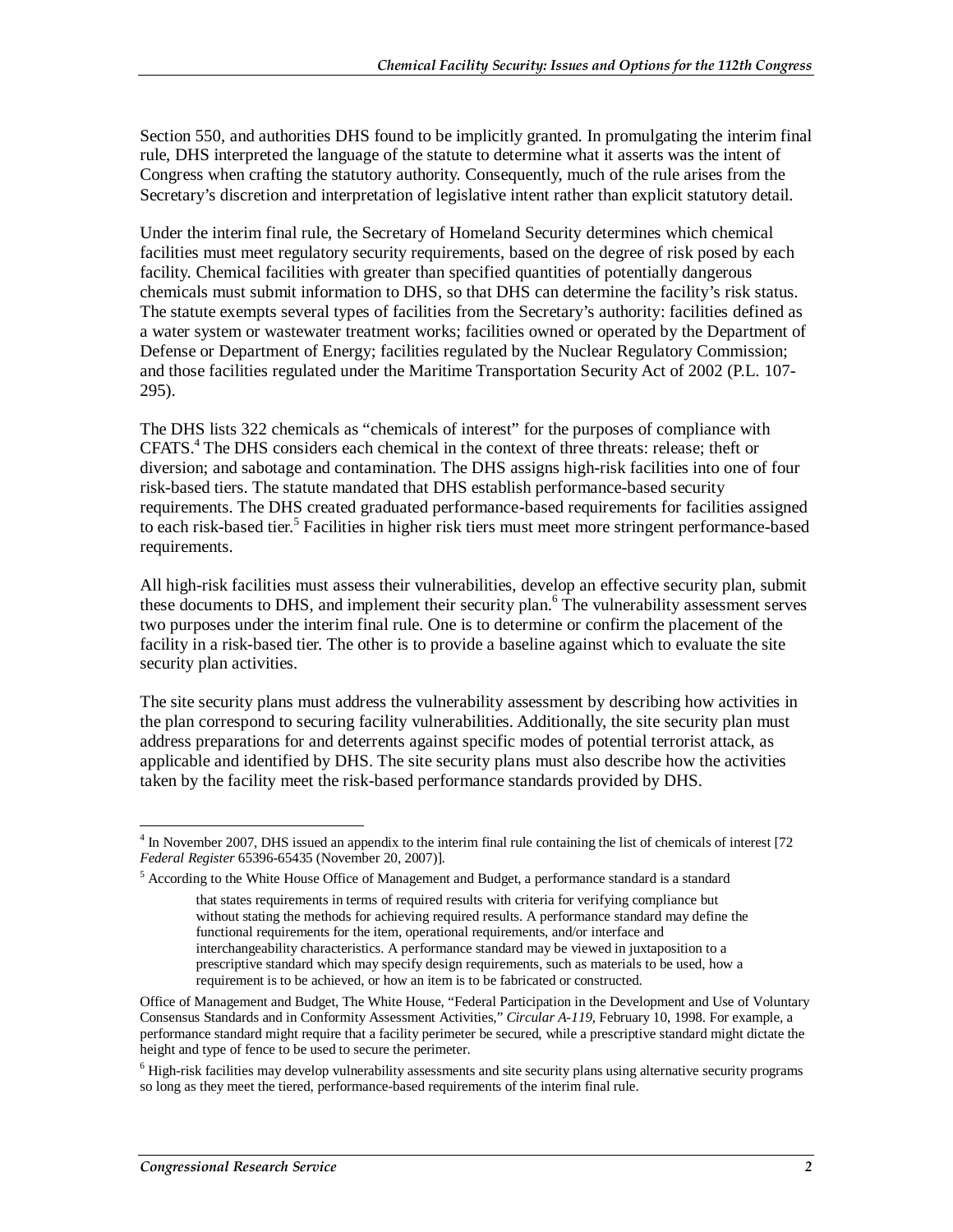Section 550, and authorities DHS found to be implicitly granted. In promulgating the interim final rule, DHS interpreted the language of the statute to determine what it asserts was the intent of Congress when crafting the statutory authority. Consequently, much of the rule arises from the Secretary's discretion and interpretation of legislative intent rather than explicit statutory detail.

Under the interim final rule, the Secretary of Homeland Security determines which chemical facilities must meet regulatory security requirements, based on the degree of risk posed by each facility. Chemical facilities with greater than specified quantities of potentially dangerous chemicals must submit information to DHS, so that DHS can determine the facility's risk status. The statute exempts several types of facilities from the Secretary's authority: facilities defined as a water system or wastewater treatment works; facilities owned or operated by the Department of Defense or Department of Energy; facilities regulated by the Nuclear Regulatory Commission; and those facilities regulated under the Maritime Transportation Security Act of 2002 (P.L. 107-295).

The DHS lists 322 chemicals as "chemicals of interest" for the purposes of compliance with CFATS.[4] The DHS considers each chemical in the context of three threats: release; theft or diversion; and sabotage and contamination. The DHS assigns high-risk facilities into one of four risk-based tiers. The statute mandated that DHS establish performance-based security requirements. The DHS created graduated performance-based requirements for facilities assigned to each risk-based tier.[5] Facilities in higher risk tiers must meet more stringent performance-based requirements.

All high-risk facilities must assess their vulnerabilities, develop an effective security plan, submit these documents to DHS, and implement their security plan.[6] The vulnerability assessment serves two purposes under the interim final rule. One is to determine or confirm the placement of the facility in a risk-based tier. The other is to provide a baseline against which to evaluate the site security plan activities.

The site security plans must address the vulnerability assessment by describing how activities in the plan correspond to securing facility vulnerabilities. Additionally, the site security plan must address preparations for and deterrents against specific modes of potential terrorist attack, as applicable and identified by DHS. The site security plans must also describe how the activities taken by the facility meet the risk-based performance standards provided by DHS.

---

[4] In November 2007, DHS issued an appendix to the interim final rule containing the list of chemicals of interest [72 *Federal Register* 65396-65435 (November 20, 2007)].

[5] According to the White House Office of Management and Budget, a performance standard is a standard

> that states requirements in terms of required results with criteria for verifying compliance but without stating the methods for achieving required results. A performance standard may define the functional requirements for the item, operational requirements, and/or interface and interchangeability characteristics. A performance standard may be viewed in juxtaposition to a prescriptive standard which may specify design requirements, such as materials to be used, how a requirement is to be achieved, or how an item is to be fabricated or constructed.

Office of Management and Budget, The White House, "Federal Participation in the Development and Use of Voluntary Consensus Standards and in Conformity Assessment Activities," *Circular A-119*, February 10, 1998. For example, a performance standard might require that a facility perimeter be secured, while a prescriptive standard might dictate the height and type of fence to be used to secure the perimeter.

[6] High-risk facilities may develop vulnerability assessments and site security plans using alternative security programs so long as they meet the tiered, performance-based requirements of the interim final rule.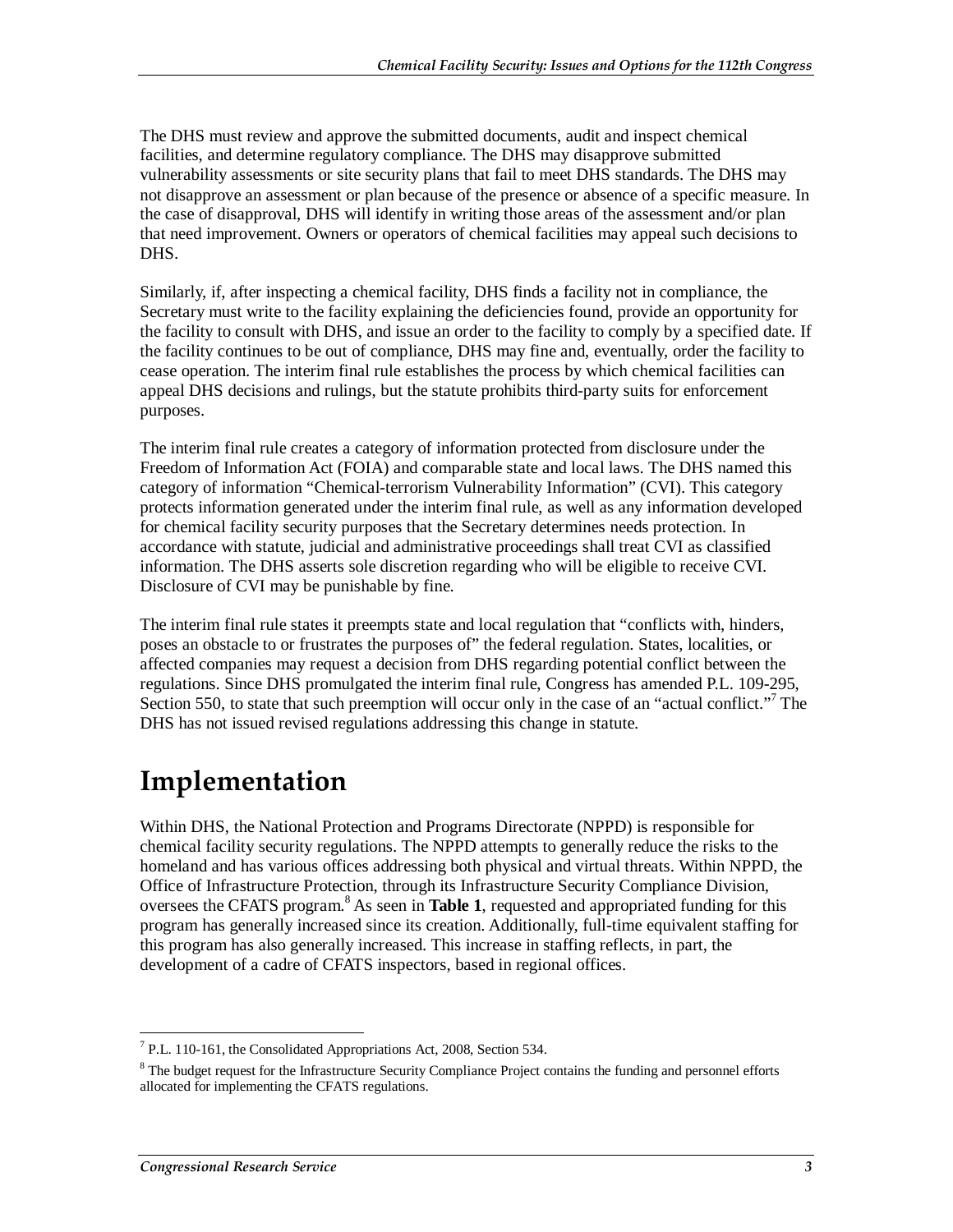The DHS must review and approve the submitted documents, audit and inspect chemical facilities, and determine regulatory compliance. The DHS may disapprove submitted vulnerability assessments or site security plans that fail to meet DHS standards. The DHS may not disapprove an assessment or plan because of the presence or absence of a specific measure. In the case of disapproval, DHS will identify in writing those areas of the assessment and/or plan that need improvement. Owners or operators of chemical facilities may appeal such decisions to DHS.

Similarly, if, after inspecting a chemical facility, DHS finds a facility not in compliance, the Secretary must write to the facility explaining the deficiencies found, provide an opportunity for the facility to consult with DHS, and issue an order to the facility to comply by a specified date. If the facility continues to be out of compliance, DHS may fine and, eventually, order the facility to cease operation. The interim final rule establishes the process by which chemical facilities can appeal DHS decisions and rulings, but the statute prohibits third-party suits for enforcement purposes.

The interim final rule creates a category of information protected from disclosure under the Freedom of Information Act (FOIA) and comparable state and local laws. The DHS named this category of information "Chemical-terrorism Vulnerability Information" (CVI). This category protects information generated under the interim final rule, as well as any information developed for chemical facility security purposes that the Secretary determines needs protection. In accordance with statute, judicial and administrative proceedings shall treat CVI as classified information. The DHS asserts sole discretion regarding who will be eligible to receive CVI. Disclosure of CVI may be punishable by fine.

The interim final rule states it preempts state and local regulation that "conflicts with, hinders, poses an obstacle to or frustrates the purposes of" the federal regulation. States, localities, or affected companies may request a decision from DHS regarding potential conflict between the regulations. Since DHS promulgated the interim final rule, Congress has amended P.L. 109-295, Section 550, to state that such preemption will occur only in the case of an "actual conflict."[7] The DHS has not issued revised regulations addressing this change in statute.

# Implementation

Within DHS, the National Protection and Programs Directorate (NPPD) is responsible for chemical facility security regulations. The NPPD attempts to generally reduce the risks to the homeland and has various offices addressing both physical and virtual threats. Within NPPD, the Office of Infrastructure Protection, through its Infrastructure Security Compliance Division, oversees the CFATS program.[8] As seen in **Table 1**, requested and appropriated funding for this program has generally increased since its creation. Additionally, full-time equivalent staffing for this program has also generally increased. This increase in staffing reflects, in part, the development of a cadre of CFATS inspectors, based in regional offices.

---

[7] P.L. 110-161, the Consolidated Appropriations Act, 2008, Section 534.

[8] The budget request for the Infrastructure Security Compliance Project contains the funding and personnel efforts allocated for implementing the CFATS regulations.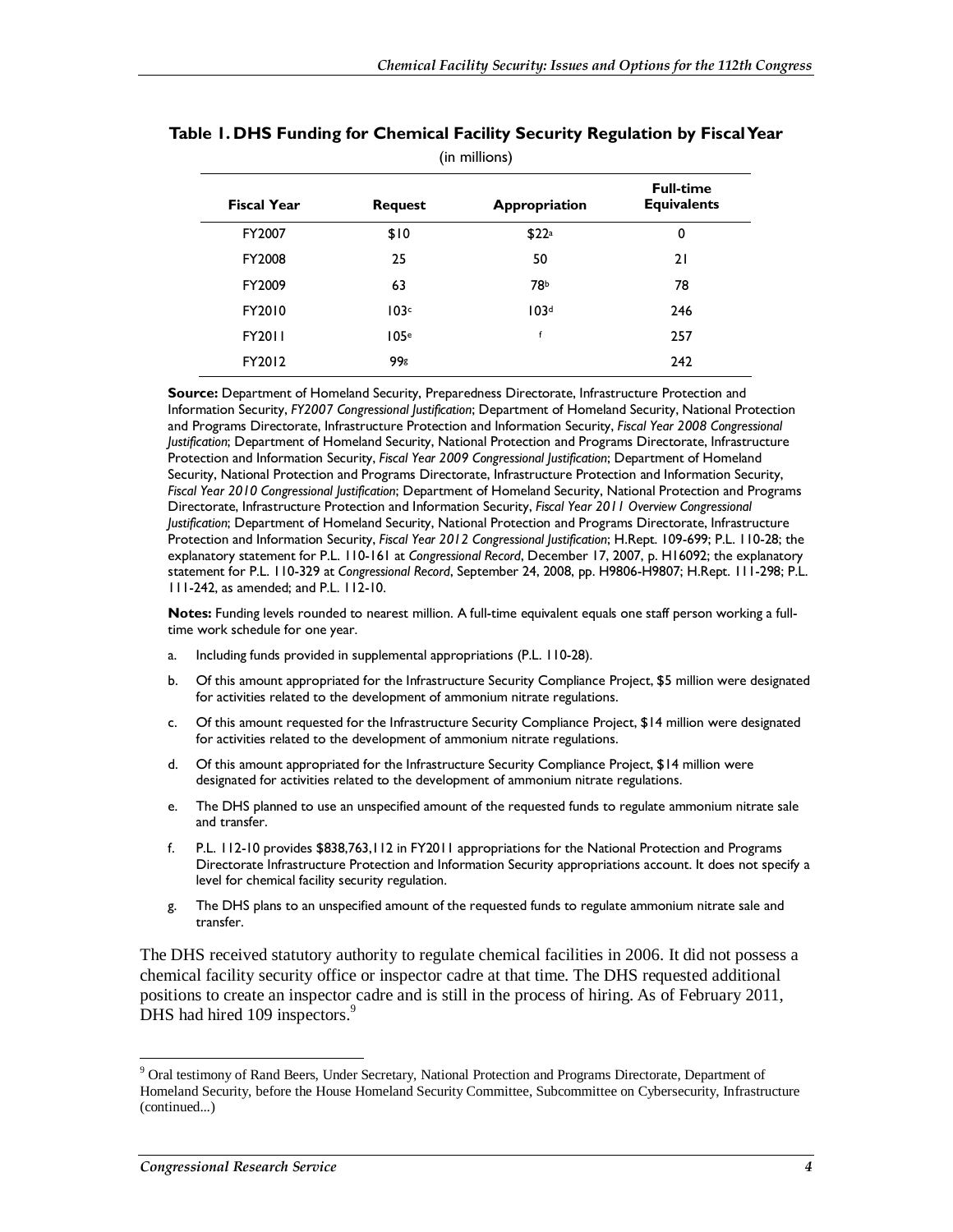**Table 1. DHS Funding for Chemical Facility Security Regulation by Fiscal Year**

(in millions)

| Fiscal Year | Request | Appropriation | Full-time Equivalents |
|---|---|---|---|
| FY2007 | $10 | $22[a] | 0 |
| FY2008 | 25 | 50 | 21 |
| FY2009 | 63 | 78[b] | 78 |
| FY2010 | 103[c] | 103[d] | 246 |
| FY2011 | 105[e] | [f] | 257 |
| FY2012 | 99[g] | | 242 |

**Source:** Department of Homeland Security, Preparedness Directorate, Infrastructure Protection and Information Security, *FY2007 Congressional Justification*; Department of Homeland Security, National Protection and Programs Directorate, Infrastructure Protection and Information Security, *Fiscal Year 2008 Congressional Justification*; Department of Homeland Security, National Protection and Programs Directorate, Infrastructure Protection and Information Security, *Fiscal Year 2009 Congressional Justification*; Department of Homeland Security, National Protection and Programs Directorate, Infrastructure Protection and Information Security, *Fiscal Year 2010 Congressional Justification*; Department of Homeland Security, National Protection and Programs Directorate, Infrastructure Protection and Information Security, *Fiscal Year 2011 Overview Congressional Justification*; Department of Homeland Security, National Protection and Programs Directorate, Infrastructure Protection and Information Security, *Fiscal Year 2012 Congressional Justification*; H.Rept. 109-699; P.L. 110-28; the explanatory statement for P.L. 110-161 at *Congressional Record*, December 17, 2007, p. H16092; the explanatory statement for P.L. 110-329 at *Congressional Record*, September 24, 2008, pp. H9806-H9807; H.Rept. 111-298; P.L. 111-242, as amended; and P.L. 112-10.

**Notes:** Funding levels rounded to nearest million. A full-time equivalent equals one staff person working a full-time work schedule for one year.

a. Including funds provided in supplemental appropriations (P.L. 110-28).

b. Of this amount appropriated for the Infrastructure Security Compliance Project, $5 million were designated for activities related to the development of ammonium nitrate regulations.

c. Of this amount requested for the Infrastructure Security Compliance Project, $14 million were designated for activities related to the development of ammonium nitrate regulations.

d. Of this amount appropriated for the Infrastructure Security Compliance Project, $14 million were designated for activities related to the development of ammonium nitrate regulations.

e. The DHS planned to use an unspecified amount of the requested funds to regulate ammonium nitrate sale and transfer.

f. P.L. 112-10 provides $838,763,112 in FY2011 appropriations for the National Protection and Programs Directorate Infrastructure Protection and Information Security appropriations account. It does not specify a level for chemical facility security regulation.

g. The DHS plans to an unspecified amount of the requested funds to regulate ammonium nitrate sale and transfer.

The DHS received statutory authority to regulate chemical facilities in 2006. It did not possess a chemical facility security office or inspector cadre at that time. The DHS requested additional positions to create an inspector cadre and is still in the process of hiring. As of February 2011, DHS had hired 109 inspectors.[9]

---

[9] Oral testimony of Rand Beers, Under Secretary, National Protection and Programs Directorate, Department of Homeland Security, before the House Homeland Security Committee, Subcommittee on Cybersecurity, Infrastructure (continued...)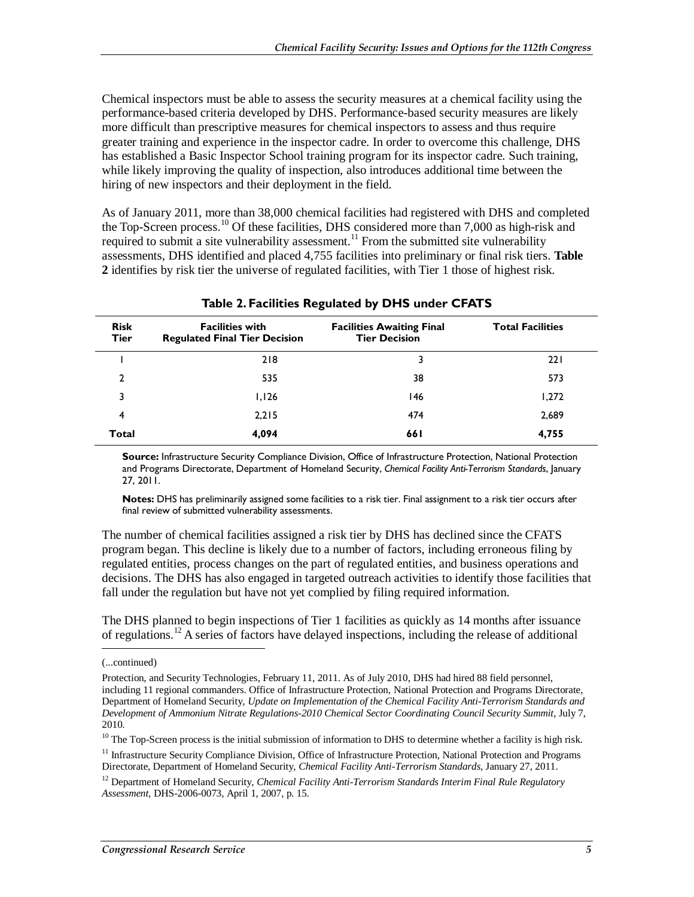Chemical inspectors must be able to assess the security measures at a chemical facility using the performance-based criteria developed by DHS. Performance-based security measures are likely more difficult than prescriptive measures for chemical inspectors to assess and thus require greater training and experience in the inspector cadre. In order to overcome this challenge, DHS has established a Basic Inspector School training program for its inspector cadre. Such training, while likely improving the quality of inspection, also introduces additional time between the hiring of new inspectors and their deployment in the field.

As of January 2011, more than 38,000 chemical facilities had registered with DHS and completed the Top-Screen process.[10] Of these facilities, DHS considered more than 7,000 as high-risk and required to submit a site vulnerability assessment.[11] From the submitted site vulnerability assessments, DHS identified and placed 4,755 facilities into preliminary or final risk tiers. **Table 2** identifies by risk tier the universe of regulated facilities, with Tier 1 those of highest risk.

**Table 2. Facilities Regulated by DHS under CFATS**

| Risk Tier | Facilities with Regulated Final Tier Decision | Facilities Awaiting Final Tier Decision | Total Facilities |
|---|---|---|---|
| 1 | 218 | 3 | 221 |
| 2 | 535 | 38 | 573 |
| 3 | 1,126 | 146 | 1,272 |
| 4 | 2,215 | 474 | 2,689 |
| **Total** | **4,094** | **661** | **4,755** |

**Source:** Infrastructure Security Compliance Division, Office of Infrastructure Protection, National Protection and Programs Directorate, Department of Homeland Security, *Chemical Facility Anti-Terrorism Standards*, January 27, 2011.

**Notes:** DHS has preliminarily assigned some facilities to a risk tier. Final assignment to a risk tier occurs after final review of submitted vulnerability assessments.

The number of chemical facilities assigned a risk tier by DHS has declined since the CFATS program began. This decline is likely due to a number of factors, including erroneous filing by regulated entities, process changes on the part of regulated entities, and business operations and decisions. The DHS has also engaged in targeted outreach activities to identify those facilities that fall under the regulation but have not yet complied by filing required information.

The DHS planned to begin inspections of Tier 1 facilities as quickly as 14 months after issuance of regulations.[12] A series of factors have delayed inspections, including the release of additional

(...continued)

Protection, and Security Technologies, February 11, 2011. As of July 2010, DHS had hired 88 field personnel, including 11 regional commanders. Office of Infrastructure Protection, National Protection and Programs Directorate, Department of Homeland Security, *Update on Implementation of the Chemical Facility Anti-Terrorism Standards and Development of Ammonium Nitrate Regulations-2010 Chemical Sector Coordinating Council Security Summit*, July 7, 2010.

[10] The Top-Screen process is the initial submission of information to DHS to determine whether a facility is high risk.

[11] Infrastructure Security Compliance Division, Office of Infrastructure Protection, National Protection and Programs Directorate, Department of Homeland Security, *Chemical Facility Anti-Terrorism Standards*, January 27, 2011.

[12] Department of Homeland Security, *Chemical Facility Anti-Terrorism Standards Interim Final Rule Regulatory Assessment*, DHS-2006-0073, April 1, 2007, p. 15.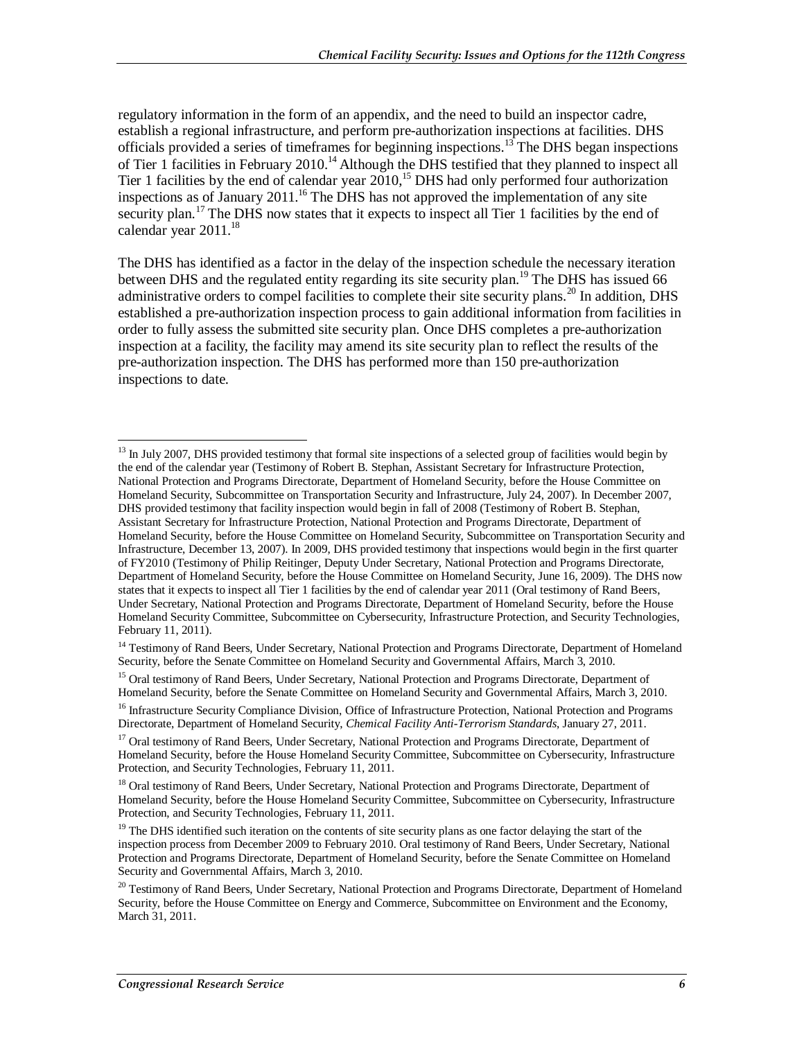regulatory information in the form of an appendix, and the need to build an inspector cadre, establish a regional infrastructure, and perform pre-authorization inspections at facilities. DHS officials provided a series of timeframes for beginning inspections.[13] The DHS began inspections of Tier 1 facilities in February 2010.[14] Although the DHS testified that they planned to inspect all Tier 1 facilities by the end of calendar year 2010,[15] DHS had only performed four authorization inspections as of January 2011.[16] The DHS has not approved the implementation of any site security plan.[17] The DHS now states that it expects to inspect all Tier 1 facilities by the end of calendar year 2011.[18]

The DHS has identified as a factor in the delay of the inspection schedule the necessary iteration between DHS and the regulated entity regarding its site security plan.[19] The DHS has issued 66 administrative orders to compel facilities to complete their site security plans.[20] In addition, DHS established a pre-authorization inspection process to gain additional information from facilities in order to fully assess the submitted site security plan. Once DHS completes a pre-authorization inspection at a facility, the facility may amend its site security plan to reflect the results of the pre-authorization inspection. The DHS has performed more than 150 pre-authorization inspections to date.

---

[13] In July 2007, DHS provided testimony that formal site inspections of a selected group of facilities would begin by the end of the calendar year (Testimony of Robert B. Stephan, Assistant Secretary for Infrastructure Protection, National Protection and Programs Directorate, Department of Homeland Security, before the House Committee on Homeland Security, Subcommittee on Transportation Security and Infrastructure, July 24, 2007). In December 2007, DHS provided testimony that facility inspection would begin in fall of 2008 (Testimony of Robert B. Stephan, Assistant Secretary for Infrastructure Protection, National Protection and Programs Directorate, Department of Homeland Security, before the House Committee on Homeland Security, Subcommittee on Transportation Security and Infrastructure, December 13, 2007). In 2009, DHS provided testimony that inspections would begin in the first quarter of FY2010 (Testimony of Philip Reitinger, Deputy Under Secretary, National Protection and Programs Directorate, Department of Homeland Security, before the House Committee on Homeland Security, June 16, 2009). The DHS now states that it expects to inspect all Tier 1 facilities by the end of calendar year 2011 (Oral testimony of Rand Beers, Under Secretary, National Protection and Programs Directorate, Department of Homeland Security, before the House Homeland Security Committee, Subcommittee on Cybersecurity, Infrastructure Protection, and Security Technologies, February 11, 2011).

[14] Testimony of Rand Beers, Under Secretary, National Protection and Programs Directorate, Department of Homeland Security, before the Senate Committee on Homeland Security and Governmental Affairs, March 3, 2010.

[15] Oral testimony of Rand Beers, Under Secretary, National Protection and Programs Directorate, Department of Homeland Security, before the Senate Committee on Homeland Security and Governmental Affairs, March 3, 2010.

[16] Infrastructure Security Compliance Division, Office of Infrastructure Protection, National Protection and Programs Directorate, Department of Homeland Security, *Chemical Facility Anti-Terrorism Standards*, January 27, 2011.

[17] Oral testimony of Rand Beers, Under Secretary, National Protection and Programs Directorate, Department of Homeland Security, before the House Homeland Security Committee, Subcommittee on Cybersecurity, Infrastructure Protection, and Security Technologies, February 11, 2011.

[18] Oral testimony of Rand Beers, Under Secretary, National Protection and Programs Directorate, Department of Homeland Security, before the House Homeland Security Committee, Subcommittee on Cybersecurity, Infrastructure Protection, and Security Technologies, February 11, 2011.

[19] The DHS identified such iteration on the contents of site security plans as one factor delaying the start of the inspection process from December 2009 to February 2010. Oral testimony of Rand Beers, Under Secretary, National Protection and Programs Directorate, Department of Homeland Security, before the Senate Committee on Homeland Security and Governmental Affairs, March 3, 2010.

[20] Testimony of Rand Beers, Under Secretary, National Protection and Programs Directorate, Department of Homeland Security, before the House Committee on Energy and Commerce, Subcommittee on Environment and the Economy, March 31, 2011.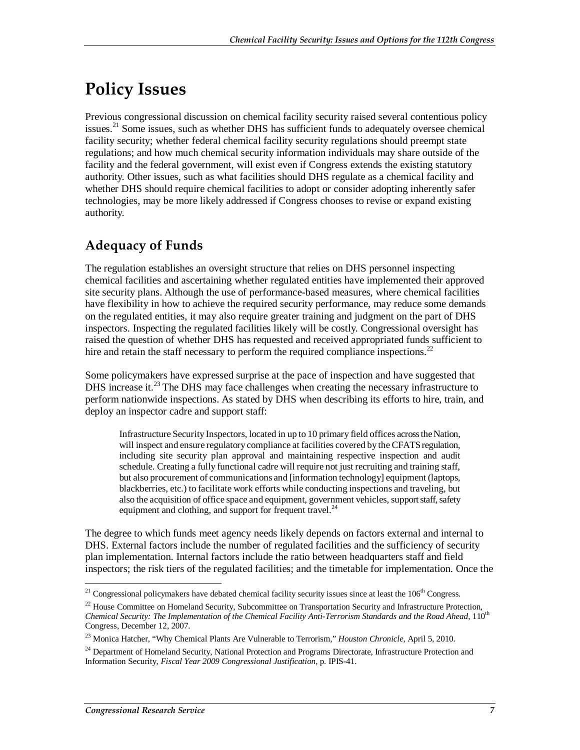# Policy Issues

Previous congressional discussion on chemical facility security raised several contentious policy issues.[21] Some issues, such as whether DHS has sufficient funds to adequately oversee chemical facility security; whether federal chemical facility security regulations should preempt state regulations; and how much chemical security information individuals may share outside of the facility and the federal government, will exist even if Congress extends the existing statutory authority. Other issues, such as what facilities should DHS regulate as a chemical facility and whether DHS should require chemical facilities to adopt or consider adopting inherently safer technologies, may be more likely addressed if Congress chooses to revise or expand existing authority.

## Adequacy of Funds

The regulation establishes an oversight structure that relies on DHS personnel inspecting chemical facilities and ascertaining whether regulated entities have implemented their approved site security plans. Although the use of performance-based measures, where chemical facilities have flexibility in how to achieve the required security performance, may reduce some demands on the regulated entities, it may also require greater training and judgment on the part of DHS inspectors. Inspecting the regulated facilities likely will be costly. Congressional oversight has raised the question of whether DHS has requested and received appropriated funds sufficient to hire and retain the staff necessary to perform the required compliance inspections.[22]

Some policymakers have expressed surprise at the pace of inspection and have suggested that DHS increase it.[23] The DHS may face challenges when creating the necessary infrastructure to perform nationwide inspections. As stated by DHS when describing its efforts to hire, train, and deploy an inspector cadre and support staff:

> Infrastructure Security Inspectors, located in up to 10 primary field offices across the Nation, will inspect and ensure regulatory compliance at facilities covered by the CFATS regulation, including site security plan approval and maintaining respective inspection and audit schedule. Creating a fully functional cadre will require not just recruiting and training staff, but also procurement of communications and [information technology] equipment (laptops, blackberries, etc.) to facilitate work efforts while conducting inspections and traveling, but also the acquisition of office space and equipment, government vehicles, support staff, safety equipment and clothing, and support for frequent travel.[24]

The degree to which funds meet agency needs likely depends on factors external and internal to DHS. External factors include the number of regulated facilities and the sufficiency of security plan implementation. Internal factors include the ratio between headquarters staff and field inspectors; the risk tiers of the regulated facilities; and the timetable for implementation. Once the

---

[21] Congressional policymakers have debated chemical facility security issues since at least the 106th Congress.

[22] House Committee on Homeland Security, Subcommittee on Transportation Security and Infrastructure Protection, *Chemical Security: The Implementation of the Chemical Facility Anti-Terrorism Standards and the Road Ahead*, 110th Congress, December 12, 2007.

[23] Monica Hatcher, "Why Chemical Plants Are Vulnerable to Terrorism," *Houston Chronicle*, April 5, 2010.

[24] Department of Homeland Security, National Protection and Programs Directorate, Infrastructure Protection and Information Security, *Fiscal Year 2009 Congressional Justification*, p. IPIS-41.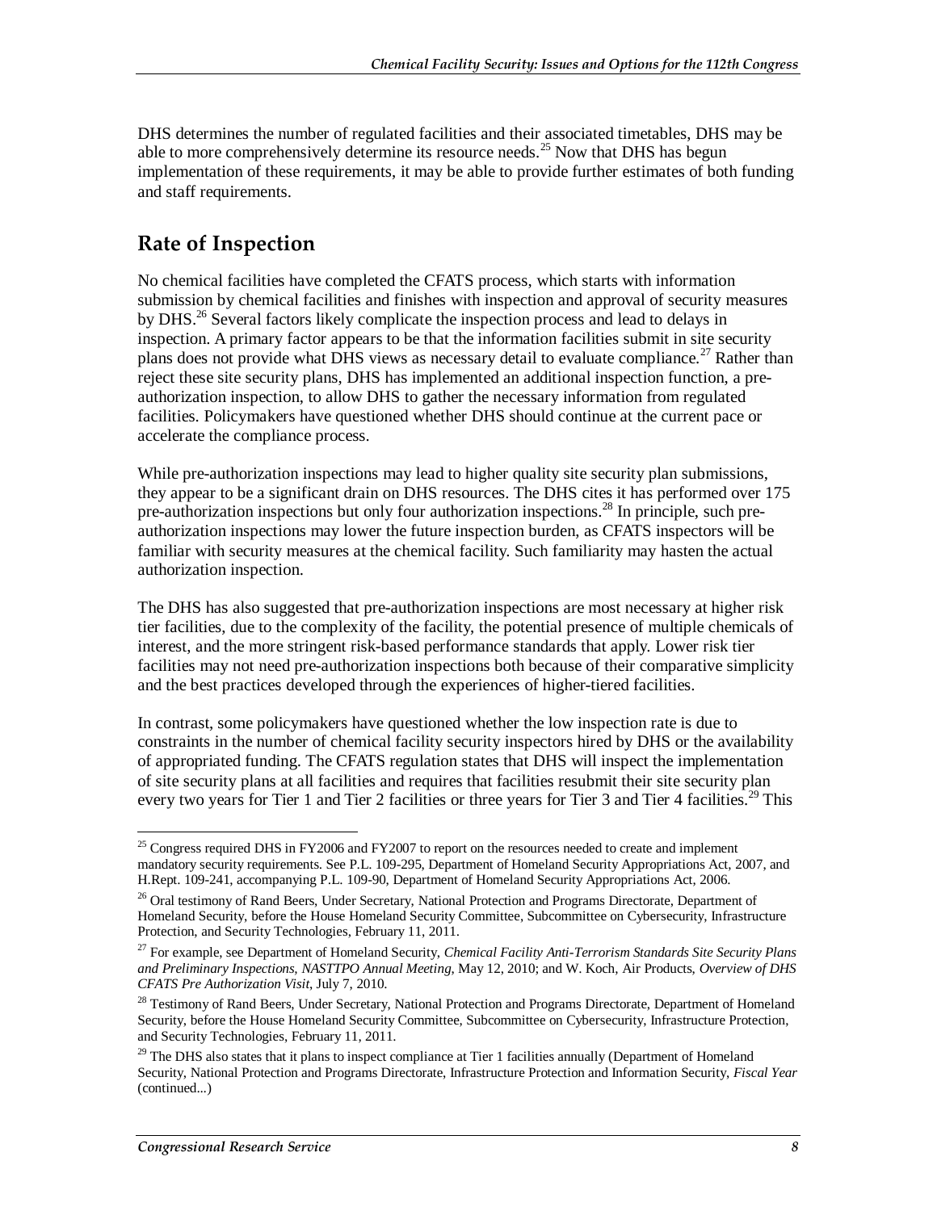DHS determines the number of regulated facilities and their associated timetables, DHS may be able to more comprehensively determine its resource needs.[25] Now that DHS has begun implementation of these requirements, it may be able to provide further estimates of both funding and staff requirements.

## Rate of Inspection

No chemical facilities have completed the CFATS process, which starts with information submission by chemical facilities and finishes with inspection and approval of security measures by DHS.[26] Several factors likely complicate the inspection process and lead to delays in inspection. A primary factor appears to be that the information facilities submit in site security plans does not provide what DHS views as necessary detail to evaluate compliance.[27] Rather than reject these site security plans, DHS has implemented an additional inspection function, a pre-authorization inspection, to allow DHS to gather the necessary information from regulated facilities. Policymakers have questioned whether DHS should continue at the current pace or accelerate the compliance process.

While pre-authorization inspections may lead to higher quality site security plan submissions, they appear to be a significant drain on DHS resources. The DHS cites it has performed over 175 pre-authorization inspections but only four authorization inspections.[28] In principle, such pre-authorization inspections may lower the future inspection burden, as CFATS inspectors will be familiar with security measures at the chemical facility. Such familiarity may hasten the actual authorization inspection.

The DHS has also suggested that pre-authorization inspections are most necessary at higher risk tier facilities, due to the complexity of the facility, the potential presence of multiple chemicals of interest, and the more stringent risk-based performance standards that apply. Lower risk tier facilities may not need pre-authorization inspections both because of their comparative simplicity and the best practices developed through the experiences of higher-tiered facilities.

In contrast, some policymakers have questioned whether the low inspection rate is due to constraints in the number of chemical facility security inspectors hired by DHS or the availability of appropriated funding. The CFATS regulation states that DHS will inspect the implementation of site security plans at all facilities and requires that facilities resubmit their site security plan every two years for Tier 1 and Tier 2 facilities or three years for Tier 3 and Tier 4 facilities.[29] This

---

[25] Congress required DHS in FY2006 and FY2007 to report on the resources needed to create and implement mandatory security requirements. See P.L. 109-295, Department of Homeland Security Appropriations Act, 2007, and H.Rept. 109-241, accompanying P.L. 109-90, Department of Homeland Security Appropriations Act, 2006.

[26] Oral testimony of Rand Beers, Under Secretary, National Protection and Programs Directorate, Department of Homeland Security, before the House Homeland Security Committee, Subcommittee on Cybersecurity, Infrastructure Protection, and Security Technologies, February 11, 2011.

[27] For example, see Department of Homeland Security, *Chemical Facility Anti-Terrorism Standards Site Security Plans and Preliminary Inspections, NASTTPO Annual Meeting*, May 12, 2010; and W. Koch, Air Products, *Overview of DHS CFATS Pre Authorization Visit*, July 7, 2010.

[28] Testimony of Rand Beers, Under Secretary, National Protection and Programs Directorate, Department of Homeland Security, before the House Homeland Security Committee, Subcommittee on Cybersecurity, Infrastructure Protection, and Security Technologies, February 11, 2011.

[29] The DHS also states that it plans to inspect compliance at Tier 1 facilities annually (Department of Homeland Security, National Protection and Programs Directorate, Infrastructure Protection and Information Security, *Fiscal Year* (continued...)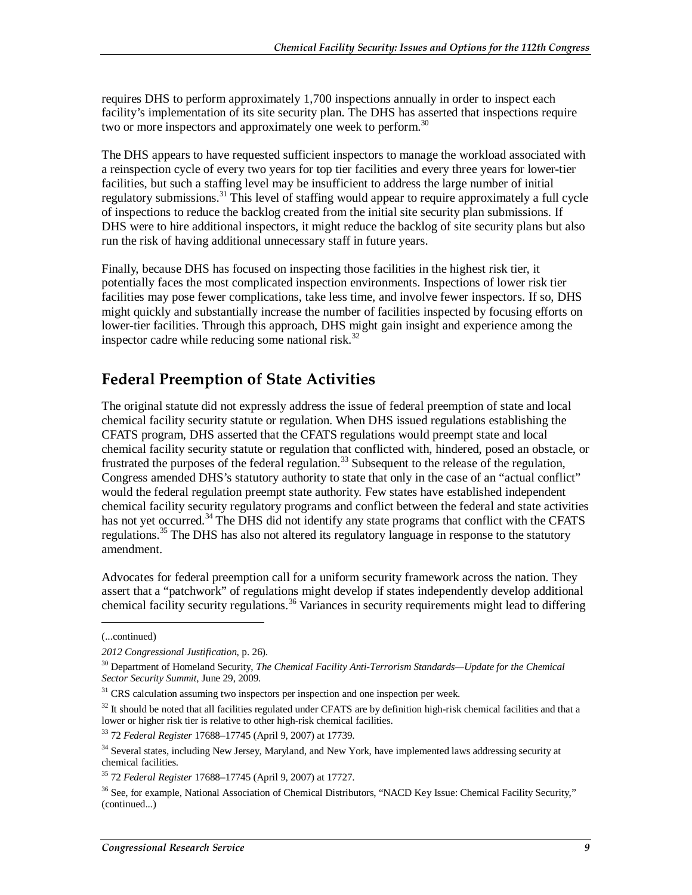requires DHS to perform approximately 1,700 inspections annually in order to inspect each facility's implementation of its site security plan. The DHS has asserted that inspections require two or more inspectors and approximately one week to perform.[30]

The DHS appears to have requested sufficient inspectors to manage the workload associated with a reinspection cycle of every two years for top tier facilities and every three years for lower-tier facilities, but such a staffing level may be insufficient to address the large number of initial regulatory submissions.[31] This level of staffing would appear to require approximately a full cycle of inspections to reduce the backlog created from the initial site security plan submissions. If DHS were to hire additional inspectors, it might reduce the backlog of site security plans but also run the risk of having additional unnecessary staff in future years.

Finally, because DHS has focused on inspecting those facilities in the highest risk tier, it potentially faces the most complicated inspection environments. Inspections of lower risk tier facilities may pose fewer complications, take less time, and involve fewer inspectors. If so, DHS might quickly and substantially increase the number of facilities inspected by focusing efforts on lower-tier facilities. Through this approach, DHS might gain insight and experience among the inspector cadre while reducing some national risk.[32]

## Federal Preemption of State Activities

The original statute did not expressly address the issue of federal preemption of state and local chemical facility security statute or regulation. When DHS issued regulations establishing the CFATS program, DHS asserted that the CFATS regulations would preempt state and local chemical facility security statute or regulation that conflicted with, hindered, posed an obstacle, or frustrated the purposes of the federal regulation.[33] Subsequent to the release of the regulation, Congress amended DHS's statutory authority to state that only in the case of an "actual conflict" would the federal regulation preempt state authority. Few states have established independent chemical facility security regulatory programs and conflict between the federal and state activities has not yet occurred.[34] The DHS did not identify any state programs that conflict with the CFATS regulations.[35] The DHS has also not altered its regulatory language in response to the statutory amendment.

Advocates for federal preemption call for a uniform security framework across the nation. They assert that a "patchwork" of regulations might develop if states independently develop additional chemical facility security regulations.[36] Variances in security requirements might lead to differing

---

(...continued)

*2012 Congressional Justification*, p. 26).

[30] Department of Homeland Security, *The Chemical Facility Anti-Terrorism Standards—Update for the Chemical Sector Security Summit*, June 29, 2009.

[31] CRS calculation assuming two inspectors per inspection and one inspection per week.

[32] It should be noted that all facilities regulated under CFATS are by definition high-risk chemical facilities and that a lower or higher risk tier is relative to other high-risk chemical facilities.

[33] 72 *Federal Register* 17688–17745 (April 9, 2007) at 17739.

[34] Several states, including New Jersey, Maryland, and New York, have implemented laws addressing security at chemical facilities.

[35] 72 *Federal Register* 17688–17745 (April 9, 2007) at 17727.

[36] See, for example, National Association of Chemical Distributors, "NACD Key Issue: Chemical Facility Security," (continued...)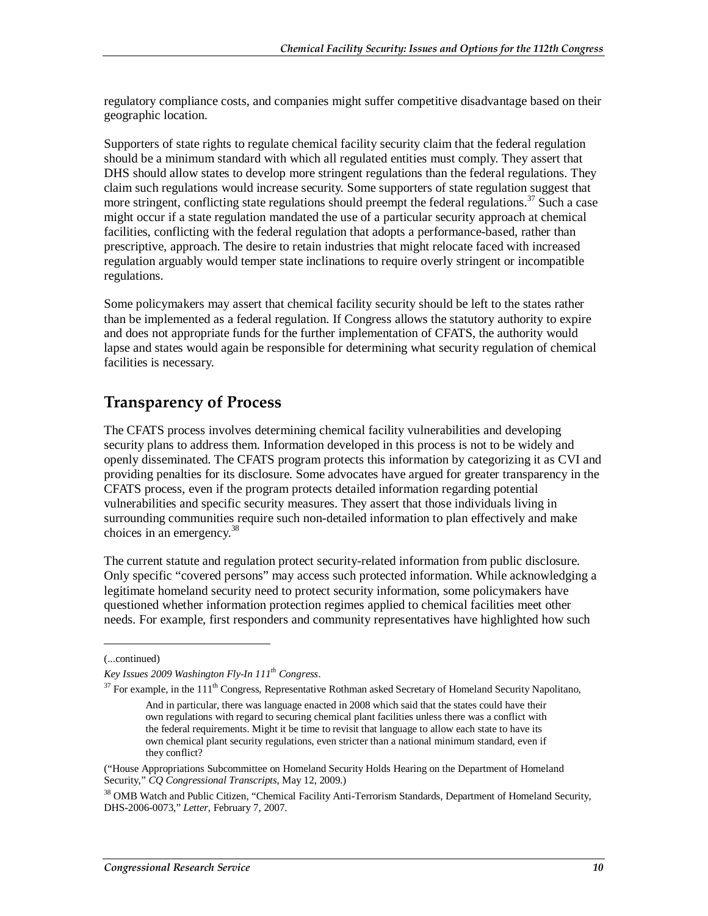regulatory compliance costs, and companies might suffer competitive disadvantage based on their geographic location.

Supporters of state rights to regulate chemical facility security claim that the federal regulation should be a minimum standard with which all regulated entities must comply. They assert that DHS should allow states to develop more stringent regulations than the federal regulations. They claim such regulations would increase security. Some supporters of state regulation suggest that more stringent, conflicting state regulations should preempt the federal regulations.[37] Such a case might occur if a state regulation mandated the use of a particular security approach at chemical facilities, conflicting with the federal regulation that adopts a performance-based, rather than prescriptive, approach. The desire to retain industries that might relocate faced with increased regulation arguably would temper state inclinations to require overly stringent or incompatible regulations.

Some policymakers may assert that chemical facility security should be left to the states rather than be implemented as a federal regulation. If Congress allows the statutory authority to expire and does not appropriate funds for the further implementation of CFATS, the authority would lapse and states would again be responsible for determining what security regulation of chemical facilities is necessary.

## Transparency of Process

The CFATS process involves determining chemical facility vulnerabilities and developing security plans to address them. Information developed in this process is not to be widely and openly disseminated. The CFATS program protects this information by categorizing it as CVI and providing penalties for its disclosure. Some advocates have argued for greater transparency in the CFATS process, even if the program protects detailed information regarding potential vulnerabilities and specific security measures. They assert that those individuals living in surrounding communities require such non-detailed information to plan effectively and make choices in an emergency.[38]

The current statute and regulation protect security-related information from public disclosure. Only specific "covered persons" may access such protected information. While acknowledging a legitimate homeland security need to protect security information, some policymakers have questioned whether information protection regimes applied to chemical facilities meet other needs. For example, first responders and community representatives have highlighted how such

---

(...continued)

*Key Issues 2009 Washington Fly-In 111th Congress*.

[37] For example, in the 111th Congress, Representative Rothman asked Secretary of Homeland Security Napolitano,

> And in particular, there was language enacted in 2008 which said that the states could have their own regulations with regard to securing chemical plant facilities unless there was a conflict with the federal requirements. Might it be time to revisit that language to allow each state to have its own chemical plant security regulations, even stricter than a national minimum standard, even if they conflict?

("House Appropriations Subcommittee on Homeland Security Holds Hearing on the Department of Homeland Security," *CQ Congressional Transcripts*, May 12, 2009.)

[38] OMB Watch and Public Citizen, "Chemical Facility Anti-Terrorism Standards, Department of Homeland Security, DHS-2006-0073," *Letter*, February 7, 2007.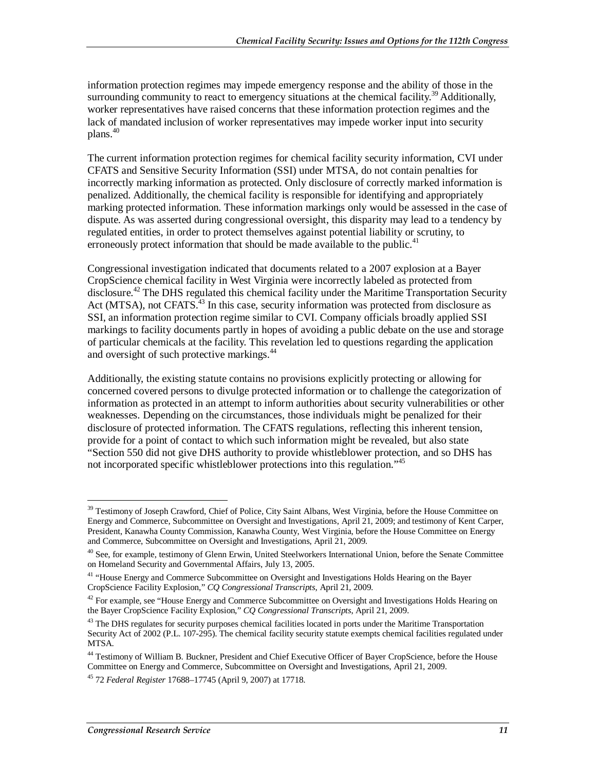information protection regimes may impede emergency response and the ability of those in the surrounding community to react to emergency situations at the chemical facility.[39] Additionally, worker representatives have raised concerns that these information protection regimes and the lack of mandated inclusion of worker representatives may impede worker input into security plans.[40]

The current information protection regimes for chemical facility security information, CVI under CFATS and Sensitive Security Information (SSI) under MTSA, do not contain penalties for incorrectly marking information as protected. Only disclosure of correctly marked information is penalized. Additionally, the chemical facility is responsible for identifying and appropriately marking protected information. These information markings only would be assessed in the case of dispute. As was asserted during congressional oversight, this disparity may lead to a tendency by regulated entities, in order to protect themselves against potential liability or scrutiny, to erroneously protect information that should be made available to the public.[41]

Congressional investigation indicated that documents related to a 2007 explosion at a Bayer CropScience chemical facility in West Virginia were incorrectly labeled as protected from disclosure.[42] The DHS regulated this chemical facility under the Maritime Transportation Security Act (MTSA), not CFATS.[43] In this case, security information was protected from disclosure as SSI, an information protection regime similar to CVI. Company officials broadly applied SSI markings to facility documents partly in hopes of avoiding a public debate on the use and storage of particular chemicals at the facility. This revelation led to questions regarding the application and oversight of such protective markings.[44]

Additionally, the existing statute contains no provisions explicitly protecting or allowing for concerned covered persons to divulge protected information or to challenge the categorization of information as protected in an attempt to inform authorities about security vulnerabilities or other weaknesses. Depending on the circumstances, those individuals might be penalized for their disclosure of protected information. The CFATS regulations, reflecting this inherent tension, provide for a point of contact to which such information might be revealed, but also state "Section 550 did not give DHS authority to provide whistleblower protection, and so DHS has not incorporated specific whistleblower protections into this regulation."[45]

---

[39] Testimony of Joseph Crawford, Chief of Police, City Saint Albans, West Virginia, before the House Committee on Energy and Commerce, Subcommittee on Oversight and Investigations, April 21, 2009; and testimony of Kent Carper, President, Kanawha County Commission, Kanawha County, West Virginia, before the House Committee on Energy and Commerce, Subcommittee on Oversight and Investigations, April 21, 2009.

[40] See, for example, testimony of Glenn Erwin, United Steelworkers International Union, before the Senate Committee on Homeland Security and Governmental Affairs, July 13, 2005.

[41] "House Energy and Commerce Subcommittee on Oversight and Investigations Holds Hearing on the Bayer CropScience Facility Explosion," *CQ Congressional Transcripts*, April 21, 2009.

[42] For example, see "House Energy and Commerce Subcommittee on Oversight and Investigations Holds Hearing on the Bayer CropScience Facility Explosion," *CQ Congressional Transcripts*, April 21, 2009.

[43] The DHS regulates for security purposes chemical facilities located in ports under the Maritime Transportation Security Act of 2002 (P.L. 107-295). The chemical facility security statute exempts chemical facilities regulated under MTSA.

[44] Testimony of William B. Buckner, President and Chief Executive Officer of Bayer CropScience, before the House Committee on Energy and Commerce, Subcommittee on Oversight and Investigations, April 21, 2009.

[45] 72 *Federal Register* 17688–17745 (April 9, 2007) at 17718.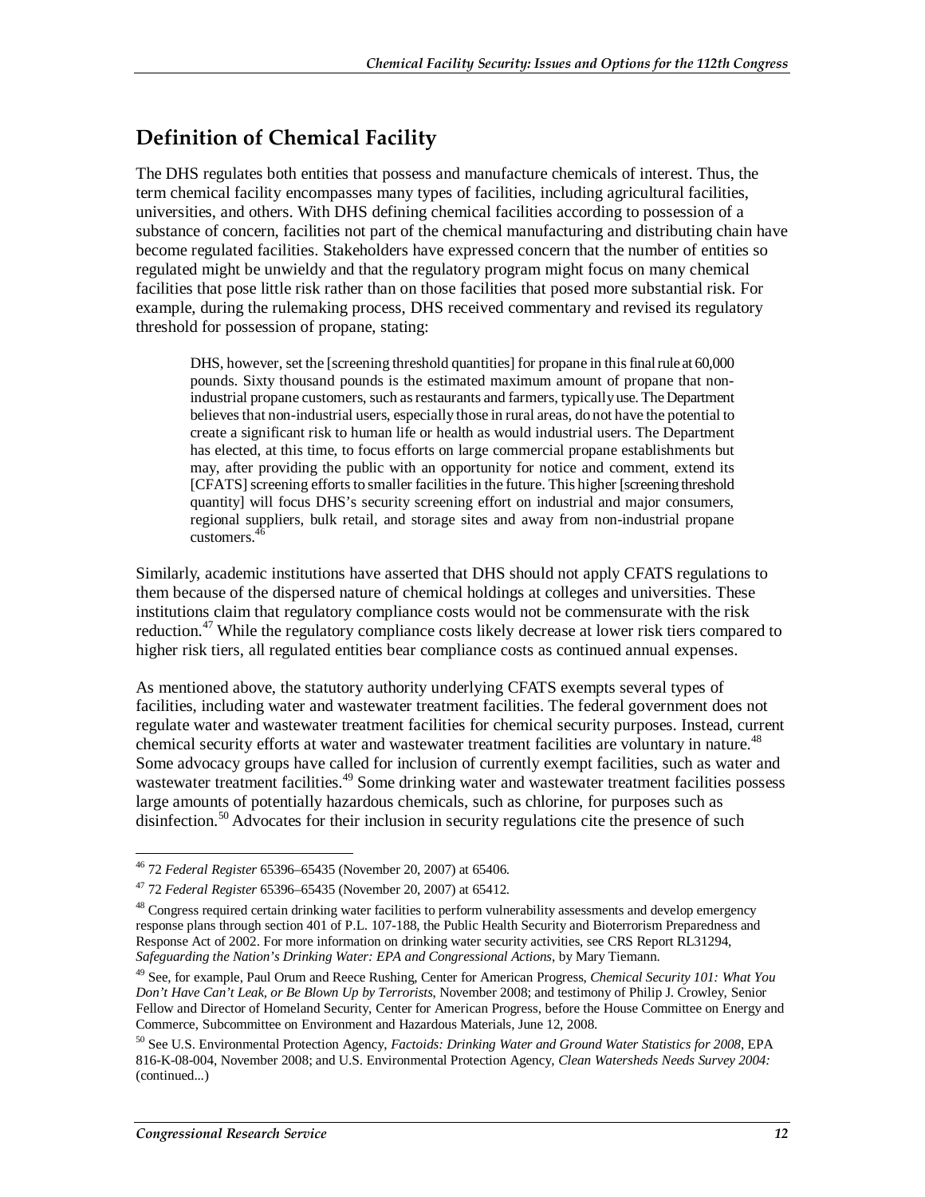## Definition of Chemical Facility

The DHS regulates both entities that possess and manufacture chemicals of interest. Thus, the term chemical facility encompasses many types of facilities, including agricultural facilities, universities, and others. With DHS defining chemical facilities according to possession of a substance of concern, facilities not part of the chemical manufacturing and distributing chain have become regulated facilities. Stakeholders have expressed concern that the number of entities so regulated might be unwieldy and that the regulatory program might focus on many chemical facilities that pose little risk rather than on those facilities that posed more substantial risk. For example, during the rulemaking process, DHS received commentary and revised its regulatory threshold for possession of propane, stating:

> DHS, however, set the [screening threshold quantities] for propane in this final rule at 60,000 pounds. Sixty thousand pounds is the estimated maximum amount of propane that non-industrial propane customers, such as restaurants and farmers, typically use. The Department believes that non-industrial users, especially those in rural areas, do not have the potential to create a significant risk to human life or health as would industrial users. The Department has elected, at this time, to focus efforts on large commercial propane establishments but may, after providing the public with an opportunity for notice and comment, extend its [CFATS] screening efforts to smaller facilities in the future. This higher [screening threshold quantity] will focus DHS's security screening effort on industrial and major consumers, regional suppliers, bulk retail, and storage sites and away from non-industrial propane customers.[46]

Similarly, academic institutions have asserted that DHS should not apply CFATS regulations to them because of the dispersed nature of chemical holdings at colleges and universities. These institutions claim that regulatory compliance costs would not be commensurate with the risk reduction.[47] While the regulatory compliance costs likely decrease at lower risk tiers compared to higher risk tiers, all regulated entities bear compliance costs as continued annual expenses.

As mentioned above, the statutory authority underlying CFATS exempts several types of facilities, including water and wastewater treatment facilities. The federal government does not regulate water and wastewater treatment facilities for chemical security purposes. Instead, current chemical security efforts at water and wastewater treatment facilities are voluntary in nature.[48] Some advocacy groups have called for inclusion of currently exempt facilities, such as water and wastewater treatment facilities.[49] Some drinking water and wastewater treatment facilities possess large amounts of potentially hazardous chemicals, such as chlorine, for purposes such as disinfection.[50] Advocates for their inclusion in security regulations cite the presence of such

---

[46] 72 *Federal Register* 65396–65435 (November 20, 2007) at 65406.

[47] 72 *Federal Register* 65396–65435 (November 20, 2007) at 65412.

[48] Congress required certain drinking water facilities to perform vulnerability assessments and develop emergency response plans through section 401 of P.L. 107-188, the Public Health Security and Bioterrorism Preparedness and Response Act of 2002. For more information on drinking water security activities, see CRS Report RL31294, *Safeguarding the Nation's Drinking Water: EPA and Congressional Actions*, by Mary Tiemann.

[49] See, for example, Paul Orum and Reece Rushing, Center for American Progress, *Chemical Security 101: What You Don't Have Can't Leak, or Be Blown Up by Terrorists*, November 2008; and testimony of Philip J. Crowley, Senior Fellow and Director of Homeland Security, Center for American Progress, before the House Committee on Energy and Commerce, Subcommittee on Environment and Hazardous Materials, June 12, 2008.

[50] See U.S. Environmental Protection Agency, *Factoids: Drinking Water and Ground Water Statistics for 2008*, EPA 816-K-08-004, November 2008; and U.S. Environmental Protection Agency, *Clean Watersheds Needs Survey 2004:* (continued...)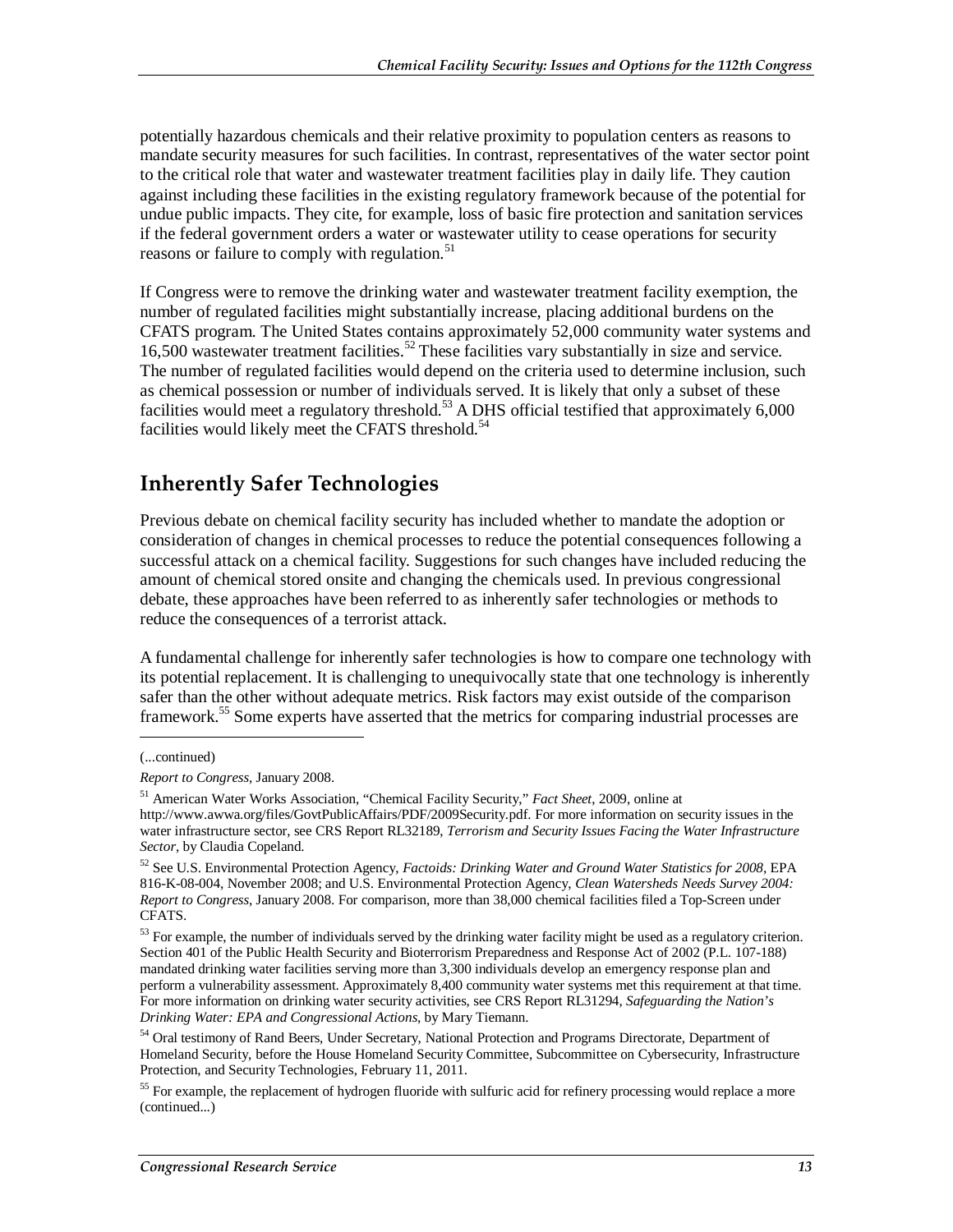potentially hazardous chemicals and their relative proximity to population centers as reasons to mandate security measures for such facilities. In contrast, representatives of the water sector point to the critical role that water and wastewater treatment facilities play in daily life. They caution against including these facilities in the existing regulatory framework because of the potential for undue public impacts. They cite, for example, loss of basic fire protection and sanitation services if the federal government orders a water or wastewater utility to cease operations for security reasons or failure to comply with regulation.[51]

If Congress were to remove the drinking water and wastewater treatment facility exemption, the number of regulated facilities might substantially increase, placing additional burdens on the CFATS program. The United States contains approximately 52,000 community water systems and 16,500 wastewater treatment facilities.[52] These facilities vary substantially in size and service. The number of regulated facilities would depend on the criteria used to determine inclusion, such as chemical possession or number of individuals served. It is likely that only a subset of these facilities would meet a regulatory threshold.[53] A DHS official testified that approximately 6,000 facilities would likely meet the CFATS threshold.[54]

## Inherently Safer Technologies

Previous debate on chemical facility security has included whether to mandate the adoption or consideration of changes in chemical processes to reduce the potential consequences following a successful attack on a chemical facility. Suggestions for such changes have included reducing the amount of chemical stored onsite and changing the chemicals used. In previous congressional debate, these approaches have been referred to as inherently safer technologies or methods to reduce the consequences of a terrorist attack.

A fundamental challenge for inherently safer technologies is how to compare one technology with its potential replacement. It is challenging to unequivocally state that one technology is inherently safer than the other without adequate metrics. Risk factors may exist outside of the comparison framework.[55] Some experts have asserted that the metrics for comparing industrial processes are

---

(...continued)

*Report to Congress*, January 2008.

[51] American Water Works Association, "Chemical Facility Security," *Fact Sheet*, 2009, online at http://www.awwa.org/files/GovtPublicAffairs/PDF/2009Security.pdf. For more information on security issues in the water infrastructure sector, see CRS Report RL32189, *Terrorism and Security Issues Facing the Water Infrastructure Sector*, by Claudia Copeland.

[52] See U.S. Environmental Protection Agency, *Factoids: Drinking Water and Ground Water Statistics for 2008*, EPA 816-K-08-004, November 2008; and U.S. Environmental Protection Agency, *Clean Watersheds Needs Survey 2004: Report to Congress*, January 2008. For comparison, more than 38,000 chemical facilities filed a Top-Screen under CFATS.

[53] For example, the number of individuals served by the drinking water facility might be used as a regulatory criterion. Section 401 of the Public Health Security and Bioterrorism Preparedness and Response Act of 2002 (P.L. 107-188) mandated drinking water facilities serving more than 3,300 individuals develop an emergency response plan and perform a vulnerability assessment. Approximately 8,400 community water systems met this requirement at that time. For more information on drinking water security activities, see CRS Report RL31294, *Safeguarding the Nation's Drinking Water: EPA and Congressional Actions*, by Mary Tiemann.

[54] Oral testimony of Rand Beers, Under Secretary, National Protection and Programs Directorate, Department of Homeland Security, before the House Homeland Security Committee, Subcommittee on Cybersecurity, Infrastructure Protection, and Security Technologies, February 11, 2011.

[55] For example, the replacement of hydrogen fluoride with sulfuric acid for refinery processing would replace a more (continued...)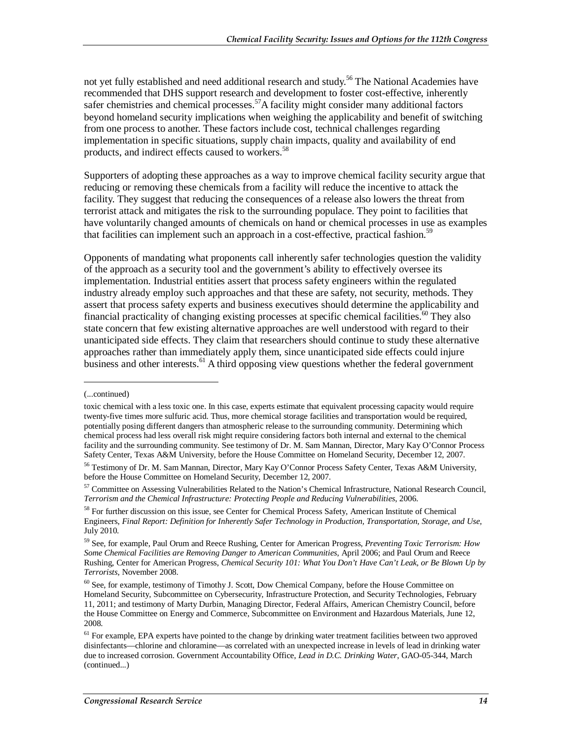not yet fully established and need additional research and study.[56] The National Academies have recommended that DHS support research and development to foster cost-effective, inherently safer chemistries and chemical processes.[57] A facility might consider many additional factors beyond homeland security implications when weighing the applicability and benefit of switching from one process to another. These factors include cost, technical challenges regarding implementation in specific situations, supply chain impacts, quality and availability of end products, and indirect effects caused to workers.[58]

Supporters of adopting these approaches as a way to improve chemical facility security argue that reducing or removing these chemicals from a facility will reduce the incentive to attack the facility. They suggest that reducing the consequences of a release also lowers the threat from terrorist attack and mitigates the risk to the surrounding populace. They point to facilities that have voluntarily changed amounts of chemicals on hand or chemical processes in use as examples that facilities can implement such an approach in a cost-effective, practical fashion.[59]

Opponents of mandating what proponents call inherently safer technologies question the validity of the approach as a security tool and the government's ability to effectively oversee its implementation. Industrial entities assert that process safety engineers within the regulated industry already employ such approaches and that these are safety, not security, methods. They assert that process safety experts and business executives should determine the applicability and financial practicality of changing existing processes at specific chemical facilities.[60] They also state concern that few existing alternative approaches are well understood with regard to their unanticipated side effects. They claim that researchers should continue to study these alternative approaches rather than immediately apply them, since unanticipated side effects could injure business and other interests.[61] A third opposing view questions whether the federal government

---

(...continued)

toxic chemical with a less toxic one. In this case, experts estimate that equivalent processing capacity would require twenty-five times more sulfuric acid. Thus, more chemical storage facilities and transportation would be required, potentially posing different dangers than atmospheric release to the surrounding community. Determining which chemical process had less overall risk might require considering factors both internal and external to the chemical facility and the surrounding community. See testimony of Dr. M. Sam Mannan, Director, Mary Kay O'Connor Process Safety Center, Texas A&M University, before the House Committee on Homeland Security, December 12, 2007.

[56] Testimony of Dr. M. Sam Mannan, Director, Mary Kay O'Connor Process Safety Center, Texas A&M University, before the House Committee on Homeland Security, December 12, 2007.

[57] Committee on Assessing Vulnerabilities Related to the Nation's Chemical Infrastructure, National Research Council, *Terrorism and the Chemical Infrastructure: Protecting People and Reducing Vulnerabilities*, 2006.

[58] For further discussion on this issue, see Center for Chemical Process Safety, American Institute of Chemical Engineers, *Final Report: Definition for Inherently Safer Technology in Production, Transportation, Storage, and Use*, July 2010.

[59] See, for example, Paul Orum and Reece Rushing, Center for American Progress, *Preventing Toxic Terrorism: How Some Chemical Facilities are Removing Danger to American Communities*, April 2006; and Paul Orum and Reece Rushing, Center for American Progress, *Chemical Security 101: What You Don't Have Can't Leak, or Be Blown Up by Terrorists*, November 2008.

[60] See, for example, testimony of Timothy J. Scott, Dow Chemical Company, before the House Committee on Homeland Security, Subcommittee on Cybersecurity, Infrastructure Protection, and Security Technologies, February 11, 2011; and testimony of Marty Durbin, Managing Director, Federal Affairs, American Chemistry Council, before the House Committee on Energy and Commerce, Subcommittee on Environment and Hazardous Materials, June 12, 2008.

[61] For example, EPA experts have pointed to the change by drinking water treatment facilities between two approved disinfectants—chlorine and chloramine—as correlated with an unexpected increase in levels of lead in drinking water due to increased corrosion. Government Accountability Office, *Lead in D.C. Drinking Water*, GAO-05-344, March (continued...)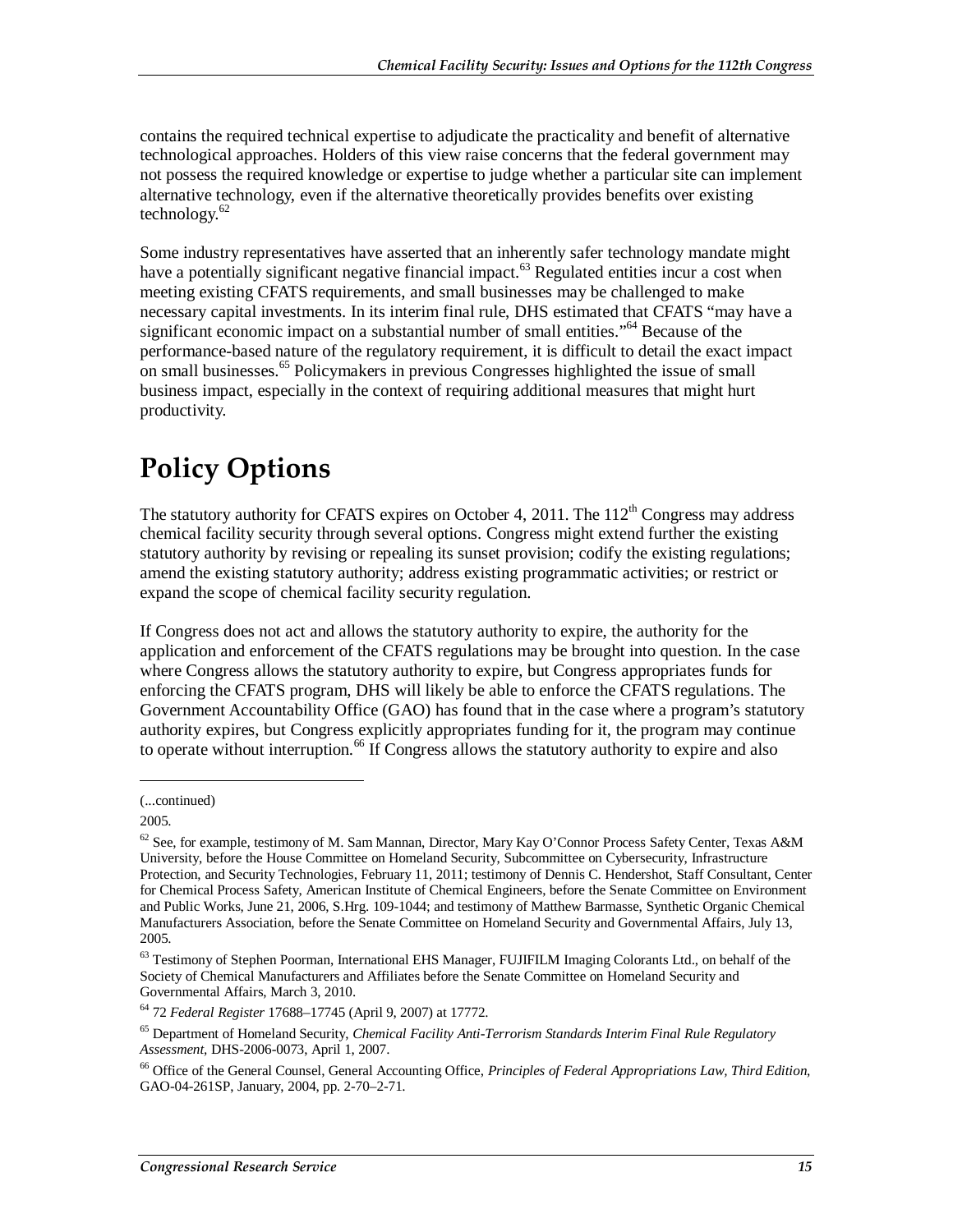contains the required technical expertise to adjudicate the practicality and benefit of alternative technological approaches. Holders of this view raise concerns that the federal government may not possess the required knowledge or expertise to judge whether a particular site can implement alternative technology, even if the alternative theoretically provides benefits over existing technology.[62]

Some industry representatives have asserted that an inherently safer technology mandate might have a potentially significant negative financial impact.[63] Regulated entities incur a cost when meeting existing CFATS requirements, and small businesses may be challenged to make necessary capital investments. In its interim final rule, DHS estimated that CFATS "may have a significant economic impact on a substantial number of small entities."[64] Because of the performance-based nature of the regulatory requirement, it is difficult to detail the exact impact on small businesses.[65] Policymakers in previous Congresses highlighted the issue of small business impact, especially in the context of requiring additional measures that might hurt productivity.

# Policy Options

The statutory authority for CFATS expires on October 4, 2011. The 112th Congress may address chemical facility security through several options. Congress might extend further the existing statutory authority by revising or repealing its sunset provision; codify the existing regulations; amend the existing statutory authority; address existing programmatic activities; or restrict or expand the scope of chemical facility security regulation.

If Congress does not act and allows the statutory authority to expire, the authority for the application and enforcement of the CFATS regulations may be brought into question. In the case where Congress allows the statutory authority to expire, but Congress appropriates funds for enforcing the CFATS program, DHS will likely be able to enforce the CFATS regulations. The Government Accountability Office (GAO) has found that in the case where a program's statutory authority expires, but Congress explicitly appropriates funding for it, the program may continue to operate without interruption.[66] If Congress allows the statutory authority to expire and also

---

(...continued)

2005.

[62] See, for example, testimony of M. Sam Mannan, Director, Mary Kay O'Connor Process Safety Center, Texas A&M University, before the House Committee on Homeland Security, Subcommittee on Cybersecurity, Infrastructure Protection, and Security Technologies, February 11, 2011; testimony of Dennis C. Hendershot, Staff Consultant, Center for Chemical Process Safety, American Institute of Chemical Engineers, before the Senate Committee on Environment and Public Works, June 21, 2006, S.Hrg. 109-1044; and testimony of Matthew Barmasse, Synthetic Organic Chemical Manufacturers Association, before the Senate Committee on Homeland Security and Governmental Affairs, July 13, 2005.

[63] Testimony of Stephen Poorman, International EHS Manager, FUJIFILM Imaging Colorants Ltd., on behalf of the Society of Chemical Manufacturers and Affiliates before the Senate Committee on Homeland Security and Governmental Affairs, March 3, 2010.

[64] 72 *Federal Register* 17688–17745 (April 9, 2007) at 17772.

[65] Department of Homeland Security, *Chemical Facility Anti-Terrorism Standards Interim Final Rule Regulatory Assessment*, DHS-2006-0073, April 1, 2007.

[66] Office of the General Counsel, General Accounting Office, *Principles of Federal Appropriations Law, Third Edition*, GAO-04-261SP, January, 2004, pp. 2-70–2-71.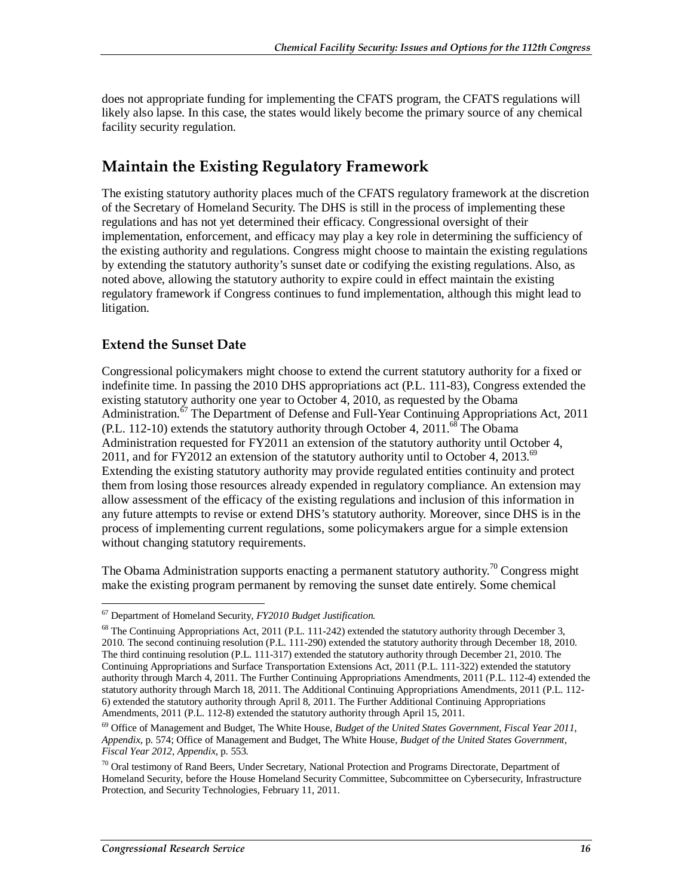does not appropriate funding for implementing the CFATS program, the CFATS regulations will likely also lapse. In this case, the states would likely become the primary source of any chemical facility security regulation.

## Maintain the Existing Regulatory Framework

The existing statutory authority places much of the CFATS regulatory framework at the discretion of the Secretary of Homeland Security. The DHS is still in the process of implementing these regulations and has not yet determined their efficacy. Congressional oversight of their implementation, enforcement, and efficacy may play a key role in determining the sufficiency of the existing authority and regulations. Congress might choose to maintain the existing regulations by extending the statutory authority's sunset date or codifying the existing regulations. Also, as noted above, allowing the statutory authority to expire could in effect maintain the existing regulatory framework if Congress continues to fund implementation, although this might lead to litigation.

### Extend the Sunset Date

Congressional policymakers might choose to extend the current statutory authority for a fixed or indefinite time. In passing the 2010 DHS appropriations act (P.L. 111-83), Congress extended the existing statutory authority one year to October 4, 2010, as requested by the Obama Administration.[67] The Department of Defense and Full-Year Continuing Appropriations Act, 2011 (P.L. 112-10) extends the statutory authority through October 4, 2011.[68] The Obama Administration requested for FY2011 an extension of the statutory authority until October 4, 2011, and for FY2012 an extension of the statutory authority until October 4, 2013.[69] Extending the existing statutory authority may provide regulated entities continuity and protect them from losing those resources already expended in regulatory compliance. An extension may allow assessment of the efficacy of the existing regulations and inclusion of this information in any future attempts to revise or extend DHS's statutory authority. Moreover, since DHS is in the process of implementing current regulations, some policymakers argue for a simple extension without changing statutory requirements.

The Obama Administration supports enacting a permanent statutory authority.[70] Congress might make the existing program permanent by removing the sunset date entirely. Some chemical

---

[67] Department of Homeland Security, *FY2010 Budget Justification*.

[68] The Continuing Appropriations Act, 2011 (P.L. 111-242) extended the statutory authority through December 3, 2010. The second continuing resolution (P.L. 111-290) extended the statutory authority through December 18, 2010. The third continuing resolution (P.L. 111-317) extended the statutory authority through December 21, 2010. The Continuing Appropriations and Surface Transportation Extensions Act, 2011 (P.L. 111-322) extended the statutory authority through March 4, 2011. The Further Continuing Appropriations Amendments, 2011 (P.L. 112-4) extended the statutory authority through March 18, 2011. The Additional Continuing Appropriations Amendments, 2011 (P.L. 112-6) extended the statutory authority through April 8, 2011. The Further Additional Continuing Appropriations Amendments, 2011 (P.L. 112-8) extended the statutory authority through April 15, 2011.

[69] Office of Management and Budget, The White House, *Budget of the United States Government, Fiscal Year 2011, Appendix*, p. 574; Office of Management and Budget, The White House, *Budget of the United States Government, Fiscal Year 2012, Appendix*, p. 553.

[70] Oral testimony of Rand Beers, Under Secretary, National Protection and Programs Directorate, Department of Homeland Security, before the House Homeland Security Committee, Subcommittee on Cybersecurity, Infrastructure Protection, and Security Technologies, February 11, 2011.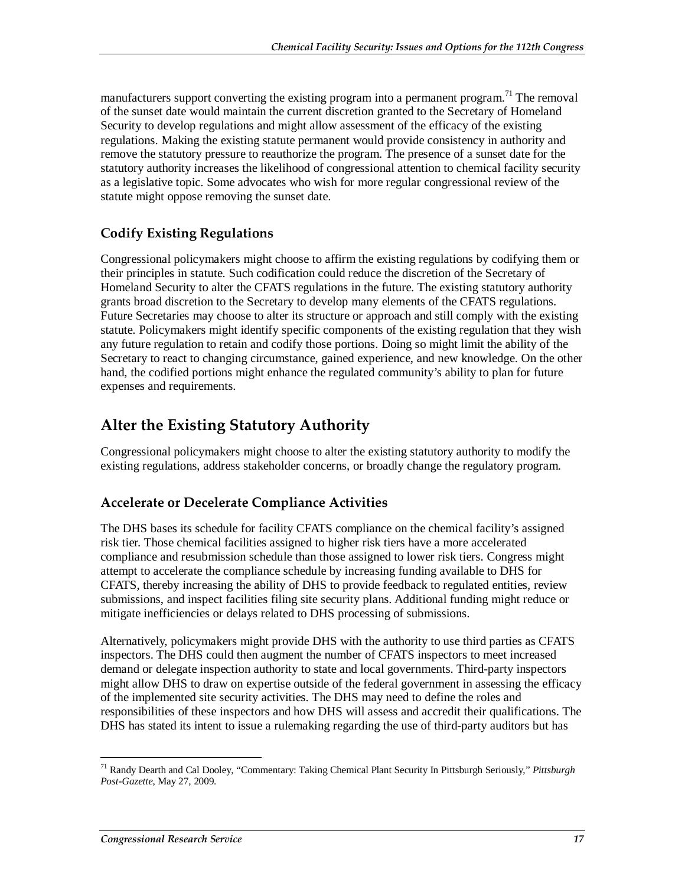manufacturers support converting the existing program into a permanent program.[71] The removal of the sunset date would maintain the current discretion granted to the Secretary of Homeland Security to develop regulations and might allow assessment of the efficacy of the existing regulations. Making the existing statute permanent would provide consistency in authority and remove the statutory pressure to reauthorize the program. The presence of a sunset date for the statutory authority increases the likelihood of congressional attention to chemical facility security as a legislative topic. Some advocates who wish for more regular congressional review of the statute might oppose removing the sunset date.

### Codify Existing Regulations

Congressional policymakers might choose to affirm the existing regulations by codifying them or their principles in statute. Such codification could reduce the discretion of the Secretary of Homeland Security to alter the CFATS regulations in the future. The existing statutory authority grants broad discretion to the Secretary to develop many elements of the CFATS regulations. Future Secretaries may choose to alter its structure or approach and still comply with the existing statute. Policymakers might identify specific components of the existing regulation that they wish any future regulation to retain and codify those portions. Doing so might limit the ability of the Secretary to react to changing circumstance, gained experience, and new knowledge. On the other hand, the codified portions might enhance the regulated community's ability to plan for future expenses and requirements.

## Alter the Existing Statutory Authority

Congressional policymakers might choose to alter the existing statutory authority to modify the existing regulations, address stakeholder concerns, or broadly change the regulatory program.

### Accelerate or Decelerate Compliance Activities

The DHS bases its schedule for facility CFATS compliance on the chemical facility's assigned risk tier. Those chemical facilities assigned to higher risk tiers have a more accelerated compliance and resubmission schedule than those assigned to lower risk tiers. Congress might attempt to accelerate the compliance schedule by increasing funding available to DHS for CFATS, thereby increasing the ability of DHS to provide feedback to regulated entities, review submissions, and inspect facilities filing site security plans. Additional funding might reduce or mitigate inefficiencies or delays related to DHS processing of submissions.

Alternatively, policymakers might provide DHS with the authority to use third parties as CFATS inspectors. The DHS could then augment the number of CFATS inspectors to meet increased demand or delegate inspection authority to state and local governments. Third-party inspectors might allow DHS to draw on expertise outside of the federal government in assessing the efficacy of the implemented site security activities. The DHS may need to define the roles and responsibilities of these inspectors and how DHS will assess and accredit their qualifications. The DHS has stated its intent to issue a rulemaking regarding the use of third-party auditors but has

---

[71] Randy Dearth and Cal Dooley, "Commentary: Taking Chemical Plant Security In Pittsburgh Seriously," *Pittsburgh Post-Gazette*, May 27, 2009.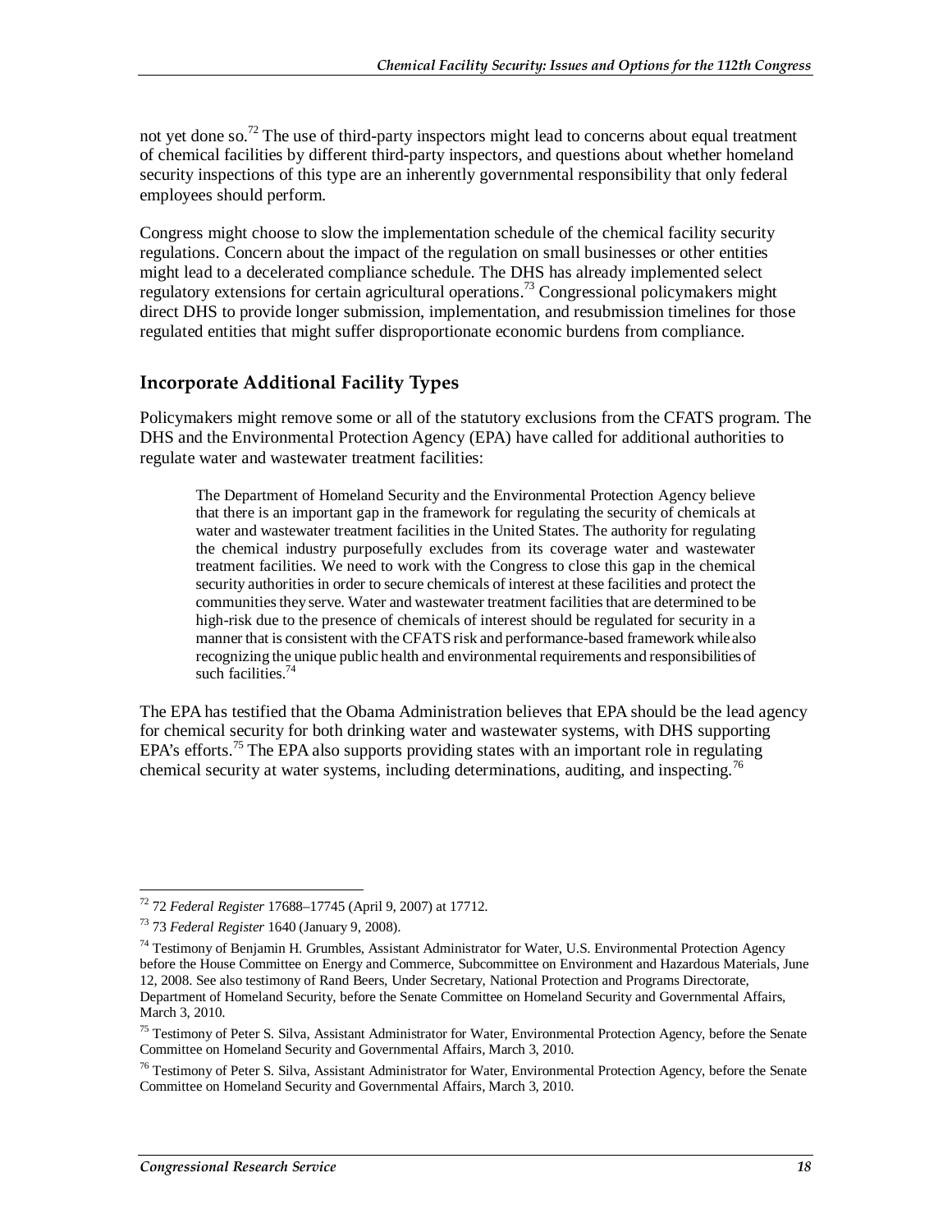not yet done so.[72] The use of third-party inspectors might lead to concerns about equal treatment of chemical facilities by different third-party inspectors, and questions about whether homeland security inspections of this type are an inherently governmental responsibility that only federal employees should perform.

Congress might choose to slow the implementation schedule of the chemical facility security regulations. Concern about the impact of the regulation on small businesses or other entities might lead to a decelerated compliance schedule. The DHS has already implemented select regulatory extensions for certain agricultural operations.[73] Congressional policymakers might direct DHS to provide longer submission, implementation, and resubmission timelines for those regulated entities that might suffer disproportionate economic burdens from compliance.

## Incorporate Additional Facility Types

Policymakers might remove some or all of the statutory exclusions from the CFATS program. The DHS and the Environmental Protection Agency (EPA) have called for additional authorities to regulate water and wastewater treatment facilities:

> The Department of Homeland Security and the Environmental Protection Agency believe that there is an important gap in the framework for regulating the security of chemicals at water and wastewater treatment facilities in the United States. The authority for regulating the chemical industry purposefully excludes from its coverage water and wastewater treatment facilities. We need to work with the Congress to close this gap in the chemical security authorities in order to secure chemicals of interest at these facilities and protect the communities they serve. Water and wastewater treatment facilities that are determined to be high-risk due to the presence of chemicals of interest should be regulated for security in a manner that is consistent with the CFATS risk and performance-based framework while also recognizing the unique public health and environmental requirements and responsibilities of such facilities.[74]

The EPA has testified that the Obama Administration believes that EPA should be the lead agency for chemical security for both drinking water and wastewater systems, with DHS supporting EPA's efforts.[75] The EPA also supports providing states with an important role in regulating chemical security at water systems, including determinations, auditing, and inspecting.[76]

---

[72] 72 *Federal Register* 17688–17745 (April 9, 2007) at 17712.

[73] 73 *Federal Register* 1640 (January 9, 2008).

[74] Testimony of Benjamin H. Grumbles, Assistant Administrator for Water, U.S. Environmental Protection Agency before the House Committee on Energy and Commerce, Subcommittee on Environment and Hazardous Materials, June 12, 2008. See also testimony of Rand Beers, Under Secretary, National Protection and Programs Directorate, Department of Homeland Security, before the Senate Committee on Homeland Security and Governmental Affairs, March 3, 2010.

[75] Testimony of Peter S. Silva, Assistant Administrator for Water, Environmental Protection Agency, before the Senate Committee on Homeland Security and Governmental Affairs, March 3, 2010.

[76] Testimony of Peter S. Silva, Assistant Administrator for Water, Environmental Protection Agency, before the Senate Committee on Homeland Security and Governmental Affairs, March 3, 2010.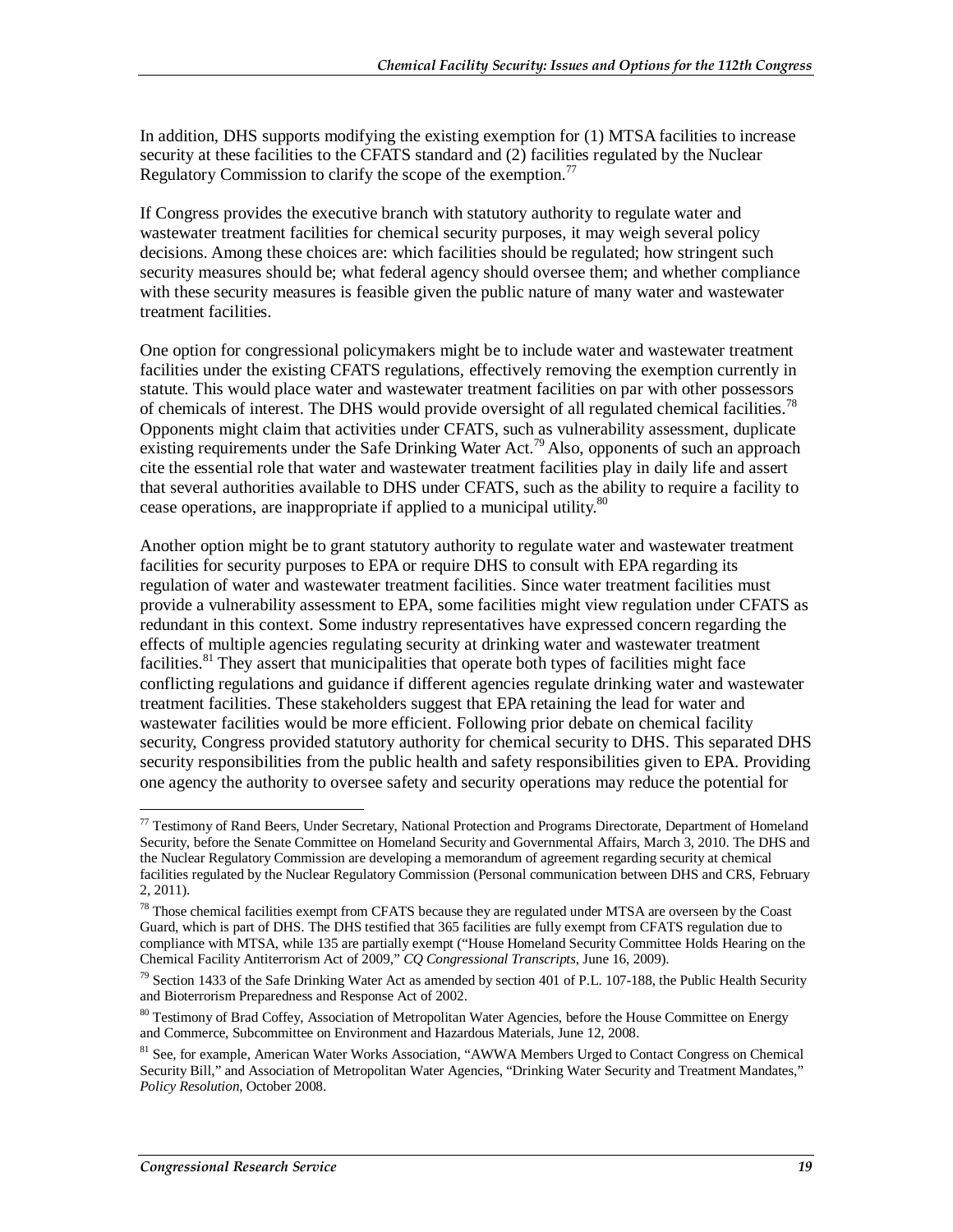In addition, DHS supports modifying the existing exemption for (1) MTSA facilities to increase security at these facilities to the CFATS standard and (2) facilities regulated by the Nuclear Regulatory Commission to clarify the scope of the exemption.[77]

If Congress provides the executive branch with statutory authority to regulate water and wastewater treatment facilities for chemical security purposes, it may weigh several policy decisions. Among these choices are: which facilities should be regulated; how stringent such security measures should be; what federal agency should oversee them; and whether compliance with these security measures is feasible given the public nature of many water and wastewater treatment facilities.

One option for congressional policymakers might be to include water and wastewater treatment facilities under the existing CFATS regulations, effectively removing the exemption currently in statute. This would place water and wastewater treatment facilities on par with other possessors of chemicals of interest. The DHS would provide oversight of all regulated chemical facilities.[78] Opponents might claim that activities under CFATS, such as vulnerability assessment, duplicate existing requirements under the Safe Drinking Water Act.[79] Also, opponents of such an approach cite the essential role that water and wastewater treatment facilities play in daily life and assert that several authorities available to DHS under CFATS, such as the ability to require a facility to cease operations, are inappropriate if applied to a municipal utility.[80]

Another option might be to grant statutory authority to regulate water and wastewater treatment facilities for security purposes to EPA or require DHS to consult with EPA regarding its regulation of water and wastewater treatment facilities. Since water treatment facilities must provide a vulnerability assessment to EPA, some facilities might view regulation under CFATS as redundant in this context. Some industry representatives have expressed concern regarding the effects of multiple agencies regulating security at drinking water and wastewater treatment facilities.[81] They assert that municipalities that operate both types of facilities might face conflicting regulations and guidance if different agencies regulate drinking water and wastewater treatment facilities. These stakeholders suggest that EPA retaining the lead for water and wastewater facilities would be more efficient. Following prior debate on chemical facility security, Congress provided statutory authority for chemical security to DHS. This separated DHS security responsibilities from the public health and safety responsibilities given to EPA. Providing one agency the authority to oversee safety and security operations may reduce the potential for

---

[77] Testimony of Rand Beers, Under Secretary, National Protection and Programs Directorate, Department of Homeland Security, before the Senate Committee on Homeland Security and Governmental Affairs, March 3, 2010. The DHS and the Nuclear Regulatory Commission are developing a memorandum of agreement regarding security at chemical facilities regulated by the Nuclear Regulatory Commission (Personal communication between DHS and CRS, February 2, 2011).

[78] Those chemical facilities exempt from CFATS because they are regulated under MTSA are overseen by the Coast Guard, which is part of DHS. The DHS testified that 365 facilities are fully exempt from CFATS regulation due to compliance with MTSA, while 135 are partially exempt ("House Homeland Security Committee Holds Hearing on the Chemical Facility Antiterrorism Act of 2009," *CQ Congressional Transcripts*, June 16, 2009).

[79] Section 1433 of the Safe Drinking Water Act as amended by section 401 of P.L. 107-188, the Public Health Security and Bioterrorism Preparedness and Response Act of 2002.

[80] Testimony of Brad Coffey, Association of Metropolitan Water Agencies, before the House Committee on Energy and Commerce, Subcommittee on Environment and Hazardous Materials, June 12, 2008.

[81] See, for example, American Water Works Association, "AWWA Members Urged to Contact Congress on Chemical Security Bill," and Association of Metropolitan Water Agencies, "Drinking Water Security and Treatment Mandates," *Policy Resolution*, October 2008.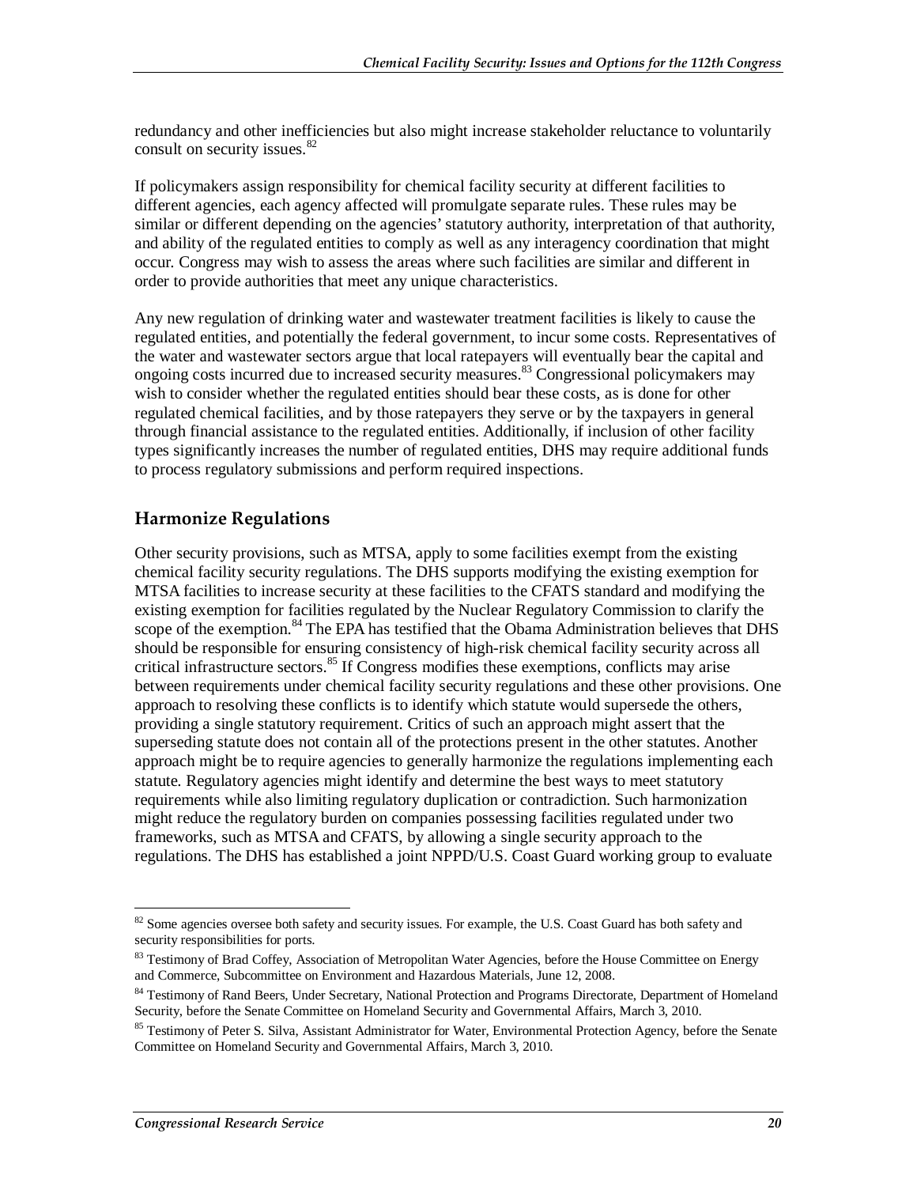redundancy and other inefficiencies but also might increase stakeholder reluctance to voluntarily consult on security issues.[82]

If policymakers assign responsibility for chemical facility security at different facilities to different agencies, each agency affected will promulgate separate rules. These rules may be similar or different depending on the agencies' statutory authority, interpretation of that authority, and ability of the regulated entities to comply as well as any interagency coordination that might occur. Congress may wish to assess the areas where such facilities are similar and different in order to provide authorities that meet any unique characteristics.

Any new regulation of drinking water and wastewater treatment facilities is likely to cause the regulated entities, and potentially the federal government, to incur some costs. Representatives of the water and wastewater sectors argue that local ratepayers will eventually bear the capital and ongoing costs incurred due to increased security measures.[83] Congressional policymakers may wish to consider whether the regulated entities should bear these costs, as is done for other regulated chemical facilities, and by those ratepayers they serve or by the taxpayers in general through financial assistance to the regulated entities. Additionally, if inclusion of other facility types significantly increases the number of regulated entities, DHS may require additional funds to process regulatory submissions and perform required inspections.

## Harmonize Regulations

Other security provisions, such as MTSA, apply to some facilities exempt from the existing chemical facility security regulations. The DHS supports modifying the existing exemption for MTSA facilities to increase security at these facilities to the CFATS standard and modifying the existing exemption for facilities regulated by the Nuclear Regulatory Commission to clarify the scope of the exemption.[84] The EPA has testified that the Obama Administration believes that DHS should be responsible for ensuring consistency of high-risk chemical facility security across all critical infrastructure sectors.[85] If Congress modifies these exemptions, conflicts may arise between requirements under chemical facility security regulations and these other provisions. One approach to resolving these conflicts is to identify which statute would supersede the others, providing a single statutory requirement. Critics of such an approach might assert that the superseding statute does not contain all of the protections present in the other statutes. Another approach might be to require agencies to generally harmonize the regulations implementing each statute. Regulatory agencies might identify and determine the best ways to meet statutory requirements while also limiting regulatory duplication or contradiction. Such harmonization might reduce the regulatory burden on companies possessing facilities regulated under two frameworks, such as MTSA and CFATS, by allowing a single security approach to the regulations. The DHS has established a joint NPPD/U.S. Coast Guard working group to evaluate

---

[82] Some agencies oversee both safety and security issues. For example, the U.S. Coast Guard has both safety and security responsibilities for ports.

[83] Testimony of Brad Coffey, Association of Metropolitan Water Agencies, before the House Committee on Energy and Commerce, Subcommittee on Environment and Hazardous Materials, June 12, 2008.

[84] Testimony of Rand Beers, Under Secretary, National Protection and Programs Directorate, Department of Homeland Security, before the Senate Committee on Homeland Security and Governmental Affairs, March 3, 2010.

[85] Testimony of Peter S. Silva, Assistant Administrator for Water, Environmental Protection Agency, before the Senate Committee on Homeland Security and Governmental Affairs, March 3, 2010.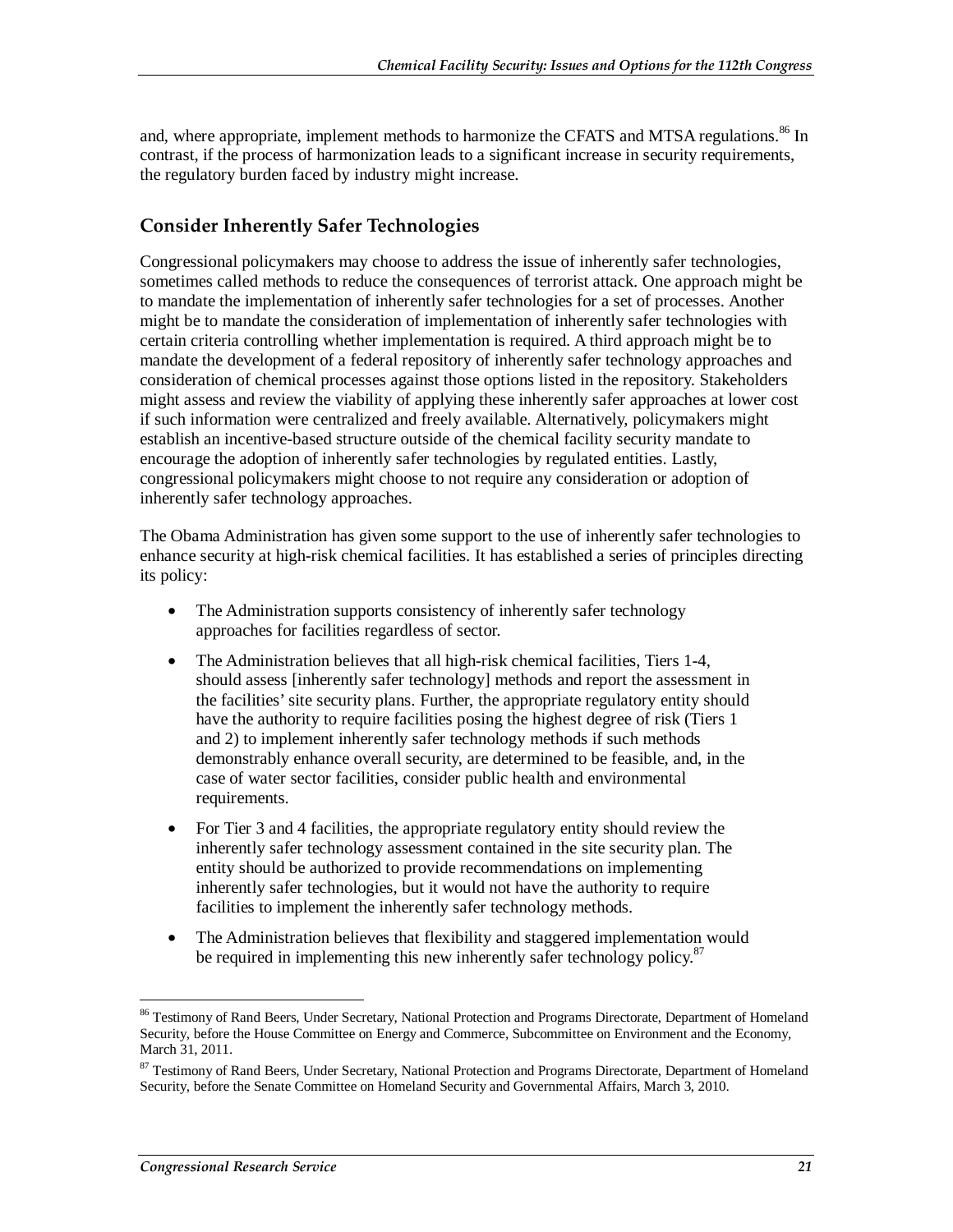and, where appropriate, implement methods to harmonize the CFATS and MTSA regulations.[86] In contrast, if the process of harmonization leads to a significant increase in security requirements, the regulatory burden faced by industry might increase.

## Consider Inherently Safer Technologies

Congressional policymakers may choose to address the issue of inherently safer technologies, sometimes called methods to reduce the consequences of terrorist attack. One approach might be to mandate the implementation of inherently safer technologies for a set of processes. Another might be to mandate the consideration of implementation of inherently safer technologies with certain criteria controlling whether implementation is required. A third approach might be to mandate the development of a federal repository of inherently safer technology approaches and consideration of chemical processes against those options listed in the repository. Stakeholders might assess and review the viability of applying these inherently safer approaches at lower cost if such information were centralized and freely available. Alternatively, policymakers might establish an incentive-based structure outside of the chemical facility security mandate to encourage the adoption of inherently safer technologies by regulated entities. Lastly, congressional policymakers might choose to not require any consideration or adoption of inherently safer technology approaches.

The Obama Administration has given some support to the use of inherently safer technologies to enhance security at high-risk chemical facilities. It has established a series of principles directing its policy:

- The Administration supports consistency of inherently safer technology approaches for facilities regardless of sector.
- The Administration believes that all high-risk chemical facilities, Tiers 1-4, should assess [inherently safer technology] methods and report the assessment in the facilities' site security plans. Further, the appropriate regulatory entity should have the authority to require facilities posing the highest degree of risk (Tiers 1 and 2) to implement inherently safer technology methods if such methods demonstrably enhance overall security, are determined to be feasible, and, in the case of water sector facilities, consider public health and environmental requirements.
- For Tier 3 and 4 facilities, the appropriate regulatory entity should review the inherently safer technology assessment contained in the site security plan. The entity should be authorized to provide recommendations on implementing inherently safer technologies, but it would not have the authority to require facilities to implement the inherently safer technology methods.
- The Administration believes that flexibility and staggered implementation would be required in implementing this new inherently safer technology policy.[87]

---

[86] Testimony of Rand Beers, Under Secretary, National Protection and Programs Directorate, Department of Homeland Security, before the House Committee on Energy and Commerce, Subcommittee on Environment and the Economy, March 31, 2011.

[87] Testimony of Rand Beers, Under Secretary, National Protection and Programs Directorate, Department of Homeland Security, before the Senate Committee on Homeland Security and Governmental Affairs, March 3, 2010.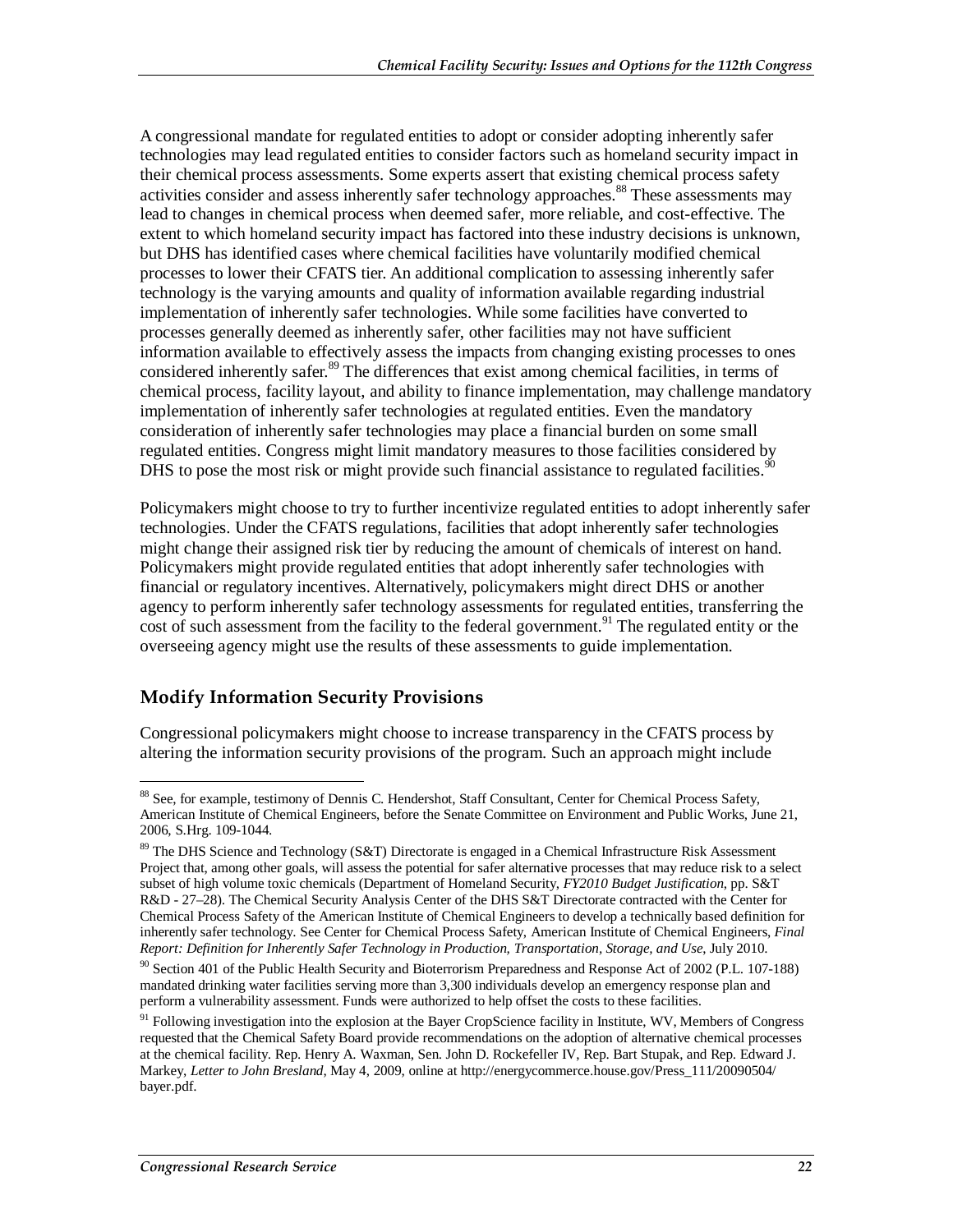A congressional mandate for regulated entities to adopt or consider adopting inherently safer technologies may lead regulated entities to consider factors such as homeland security impact in their chemical process assessments. Some experts assert that existing chemical process safety activities consider and assess inherently safer technology approaches.[88] These assessments may lead to changes in chemical process when deemed safer, more reliable, and cost-effective. The extent to which homeland security impact has factored into these industry decisions is unknown, but DHS has identified cases where chemical facilities have voluntarily modified chemical processes to lower their CFATS tier. An additional complication to assessing inherently safer technology is the varying amounts and quality of information available regarding industrial implementation of inherently safer technologies. While some facilities have converted to processes generally deemed as inherently safer, other facilities may not have sufficient information available to effectively assess the impacts from changing existing processes to ones considered inherently safer.[89] The differences that exist among chemical facilities, in terms of chemical process, facility layout, and ability to finance implementation, may challenge mandatory implementation of inherently safer technologies at regulated entities. Even the mandatory consideration of inherently safer technologies may place a financial burden on some small regulated entities. Congress might limit mandatory measures to those facilities considered by DHS to pose the most risk or might provide such financial assistance to regulated facilities.[90]

Policymakers might choose to try to further incentivize regulated entities to adopt inherently safer technologies. Under the CFATS regulations, facilities that adopt inherently safer technologies might change their assigned risk tier by reducing the amount of chemicals of interest on hand. Policymakers might provide regulated entities that adopt inherently safer technologies with financial or regulatory incentives. Alternatively, policymakers might direct DHS or another agency to perform inherently safer technology assessments for regulated entities, transferring the cost of such assessment from the facility to the federal government.[91] The regulated entity or the overseeing agency might use the results of these assessments to guide implementation.

### Modify Information Security Provisions

Congressional policymakers might choose to increase transparency in the CFATS process by altering the information security provisions of the program. Such an approach might include

---

[88] See, for example, testimony of Dennis C. Hendershot, Staff Consultant, Center for Chemical Process Safety, American Institute of Chemical Engineers, before the Senate Committee on Environment and Public Works, June 21, 2006, S.Hrg. 109-1044.

[89] The DHS Science and Technology (S&T) Directorate is engaged in a Chemical Infrastructure Risk Assessment Project that, among other goals, will assess the potential for safer alternative processes that may reduce risk to a select subset of high volume toxic chemicals (Department of Homeland Security, *FY2010 Budget Justification*, pp. S&T R&D - 27–28). The Chemical Security Analysis Center of the DHS S&T Directorate contracted with the Center for Chemical Process Safety of the American Institute of Chemical Engineers to develop a technically based definition for inherently safer technology. See Center for Chemical Process Safety, American Institute of Chemical Engineers, *Final Report: Definition for Inherently Safer Technology in Production, Transportation, Storage, and Use*, July 2010.

[90] Section 401 of the Public Health Security and Bioterrorism Preparedness and Response Act of 2002 (P.L. 107-188) mandated drinking water facilities serving more than 3,300 individuals develop an emergency response plan and perform a vulnerability assessment. Funds were authorized to help offset the costs to these facilities.

[91] Following investigation into the explosion at the Bayer CropScience facility in Institute, WV, Members of Congress requested that the Chemical Safety Board provide recommendations on the adoption of alternative chemical processes at the chemical facility. Rep. Henry A. Waxman, Sen. John D. Rockefeller IV, Rep. Bart Stupak, and Rep. Edward J. Markey, *Letter to John Bresland*, May 4, 2009, online at http://energycommerce.house.gov/Press_111/20090504/bayer.pdf.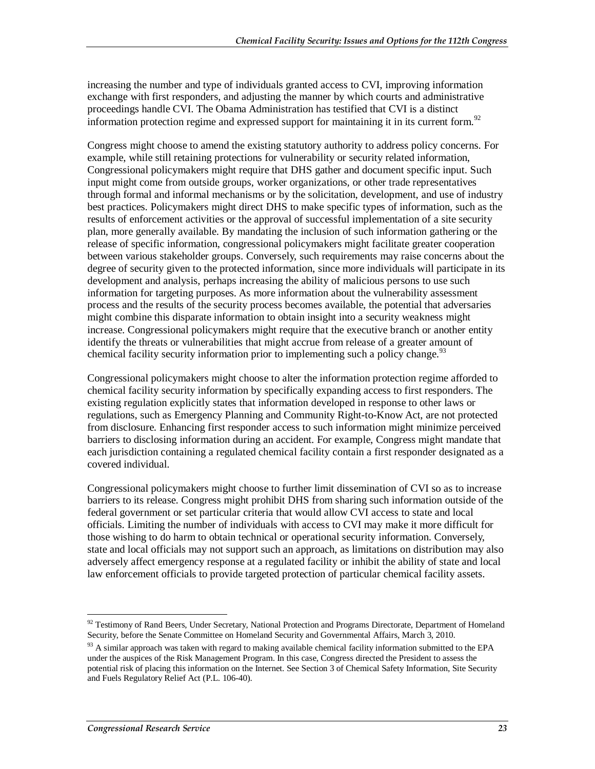increasing the number and type of individuals granted access to CVI, improving information exchange with first responders, and adjusting the manner by which courts and administrative proceedings handle CVI. The Obama Administration has testified that CVI is a distinct information protection regime and expressed support for maintaining it in its current form.[92]

Congress might choose to amend the existing statutory authority to address policy concerns. For example, while still retaining protections for vulnerability or security related information, Congressional policymakers might require that DHS gather and document specific input. Such input might come from outside groups, worker organizations, or other trade representatives through formal and informal mechanisms or by the solicitation, development, and use of industry best practices. Policymakers might direct DHS to make specific types of information, such as the results of enforcement activities or the approval of successful implementation of a site security plan, more generally available. By mandating the inclusion of such information gathering or the release of specific information, congressional policymakers might facilitate greater cooperation between various stakeholder groups. Conversely, such requirements may raise concerns about the degree of security given to the protected information, since more individuals will participate in its development and analysis, perhaps increasing the ability of malicious persons to use such information for targeting purposes. As more information about the vulnerability assessment process and the results of the security process becomes available, the potential that adversaries might combine this disparate information to obtain insight into a security weakness might increase. Congressional policymakers might require that the executive branch or another entity identify the threats or vulnerabilities that might accrue from release of a greater amount of chemical facility security information prior to implementing such a policy change.[93]

Congressional policymakers might choose to alter the information protection regime afforded to chemical facility security information by specifically expanding access to first responders. The existing regulation explicitly states that information developed in response to other laws or regulations, such as Emergency Planning and Community Right-to-Know Act, are not protected from disclosure. Enhancing first responder access to such information might minimize perceived barriers to disclosing information during an accident. For example, Congress might mandate that each jurisdiction containing a regulated chemical facility contain a first responder designated as a covered individual.

Congressional policymakers might choose to further limit dissemination of CVI so as to increase barriers to its release. Congress might prohibit DHS from sharing such information outside of the federal government or set particular criteria that would allow CVI access to state and local officials. Limiting the number of individuals with access to CVI may make it more difficult for those wishing to do harm to obtain technical or operational security information. Conversely, state and local officials may not support such an approach, as limitations on distribution may also adversely affect emergency response at a regulated facility or inhibit the ability of state and local law enforcement officials to provide targeted protection of particular chemical facility assets.

---

[92] Testimony of Rand Beers, Under Secretary, National Protection and Programs Directorate, Department of Homeland Security, before the Senate Committee on Homeland Security and Governmental Affairs, March 3, 2010.

[93] A similar approach was taken with regard to making available chemical facility information submitted to the EPA under the auspices of the Risk Management Program. In this case, Congress directed the President to assess the potential risk of placing this information on the Internet. See Section 3 of Chemical Safety Information, Site Security and Fuels Regulatory Relief Act (P.L. 106-40).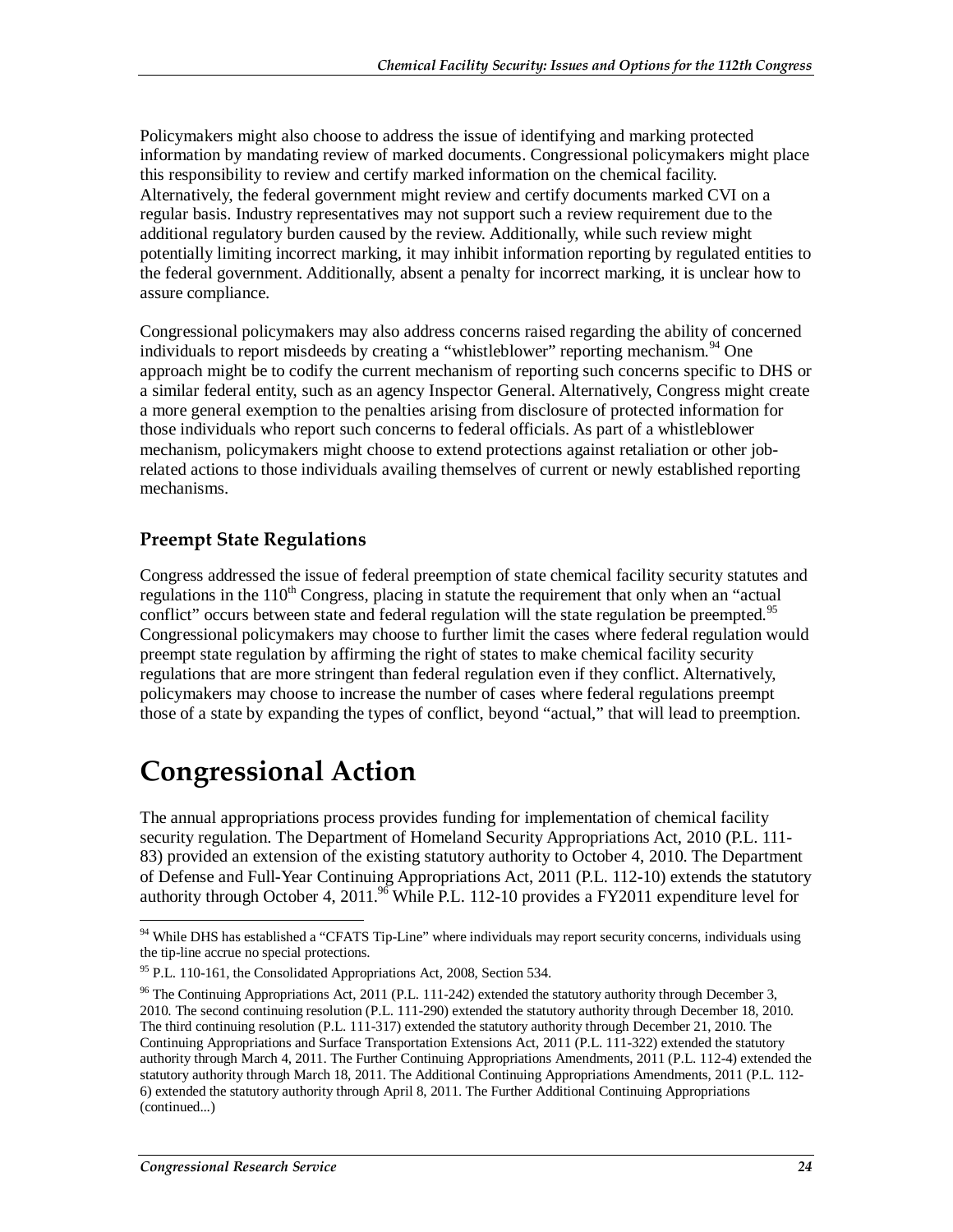Policymakers might also choose to address the issue of identifying and marking protected information by mandating review of marked documents. Congressional policymakers might place this responsibility to review and certify marked information on the chemical facility. Alternatively, the federal government might review and certify documents marked CVI on a regular basis. Industry representatives may not support such a review requirement due to the additional regulatory burden caused by the review. Additionally, while such review might potentially limiting incorrect marking, it may inhibit information reporting by regulated entities to the federal government. Additionally, absent a penalty for incorrect marking, it is unclear how to assure compliance.

Congressional policymakers may also address concerns raised regarding the ability of concerned individuals to report misdeeds by creating a "whistleblower" reporting mechanism.[94] One approach might be to codify the current mechanism of reporting such concerns specific to DHS or a similar federal entity, such as an agency Inspector General. Alternatively, Congress might create a more general exemption to the penalties arising from disclosure of protected information for those individuals who report such concerns to federal officials. As part of a whistleblower mechanism, policymakers might choose to extend protections against retaliation or other job-related actions to those individuals availing themselves of current or newly established reporting mechanisms.

### Preempt State Regulations

Congress addressed the issue of federal preemption of state chemical facility security statutes and regulations in the 110th Congress, placing in statute the requirement that only when an "actual conflict" occurs between state and federal regulation will the state regulation be preempted.[95] Congressional policymakers may choose to further limit the cases where federal regulation would preempt state regulation by affirming the right of states to make chemical facility security regulations that are more stringent than federal regulation even if they conflict. Alternatively, policymakers may choose to increase the number of cases where federal regulations preempt those of a state by expanding the types of conflict, beyond "actual," that will lead to preemption.

# Congressional Action

The annual appropriations process provides funding for implementation of chemical facility security regulation. The Department of Homeland Security Appropriations Act, 2010 (P.L. 111-83) provided an extension of the existing statutory authority to October 4, 2010. The Department of Defense and Full-Year Continuing Appropriations Act, 2011 (P.L. 112-10) extends the statutory authority through October 4, 2011.[96] While P.L. 112-10 provides a FY2011 expenditure level for

---

[94] While DHS has established a "CFATS Tip-Line" where individuals may report security concerns, individuals using the tip-line accrue no special protections.

[95] P.L. 110-161, the Consolidated Appropriations Act, 2008, Section 534.

[96] The Continuing Appropriations Act, 2011 (P.L. 111-242) extended the statutory authority through December 3, 2010. The second continuing resolution (P.L. 111-290) extended the statutory authority through December 18, 2010. The third continuing resolution (P.L. 111-317) extended the statutory authority through December 21, 2010. The Continuing Appropriations and Surface Transportation Extensions Act, 2011 (P.L. 111-322) extended the statutory authority through March 4, 2011. The Further Continuing Appropriations Amendments, 2011 (P.L. 112-4) extended the statutory authority through March 18, 2011. The Additional Continuing Appropriations Amendments, 2011 (P.L. 112-6) extended the statutory authority through April 8, 2011. The Further Additional Continuing Appropriations (continued...)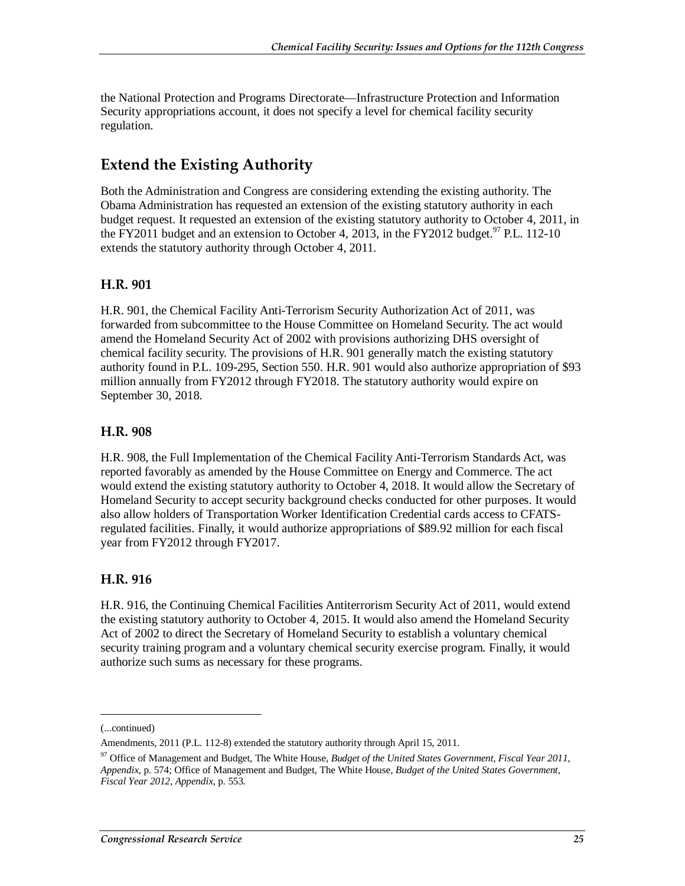the National Protection and Programs Directorate—Infrastructure Protection and Information Security appropriations account, it does not specify a level for chemical facility security regulation.

## Extend the Existing Authority

Both the Administration and Congress are considering extending the existing authority. The Obama Administration has requested an extension of the existing statutory authority in each budget request. It requested an extension of the existing statutory authority to October 4, 2011, in the FY2011 budget and an extension to October 4, 2013, in the FY2012 budget.[97] P.L. 112-10 extends the statutory authority through October 4, 2011.

### H.R. 901

H.R. 901, the Chemical Facility Anti-Terrorism Security Authorization Act of 2011, was forwarded from subcommittee to the House Committee on Homeland Security. The act would amend the Homeland Security Act of 2002 with provisions authorizing DHS oversight of chemical facility security. The provisions of H.R. 901 generally match the existing statutory authority found in P.L. 109-295, Section 550. H.R. 901 would also authorize appropriation of $93 million annually from FY2012 through FY2018. The statutory authority would expire on September 30, 2018.

### H.R. 908

H.R. 908, the Full Implementation of the Chemical Facility Anti-Terrorism Standards Act, was reported favorably as amended by the House Committee on Energy and Commerce. The act would extend the existing statutory authority to October 4, 2018. It would allow the Secretary of Homeland Security to accept security background checks conducted for other purposes. It would also allow holders of Transportation Worker Identification Credential cards access to CFATS-regulated facilities. Finally, it would authorize appropriations of $89.92 million for each fiscal year from FY2012 through FY2017.

### H.R. 916

H.R. 916, the Continuing Chemical Facilities Antiterrorism Security Act of 2011, would extend the existing statutory authority to October 4, 2015. It would also amend the Homeland Security Act of 2002 to direct the Secretary of Homeland Security to establish a voluntary chemical security training program and a voluntary chemical security exercise program. Finally, it would authorize such sums as necessary for these programs.

---

(...continued)

Amendments, 2011 (P.L. 112-8) extended the statutory authority through April 15, 2011.

[97] Office of Management and Budget, The White House, *Budget of the United States Government, Fiscal Year 2011, Appendix*, p. 574; Office of Management and Budget, The White House, *Budget of the United States Government, Fiscal Year 2012, Appendix*, p. 553.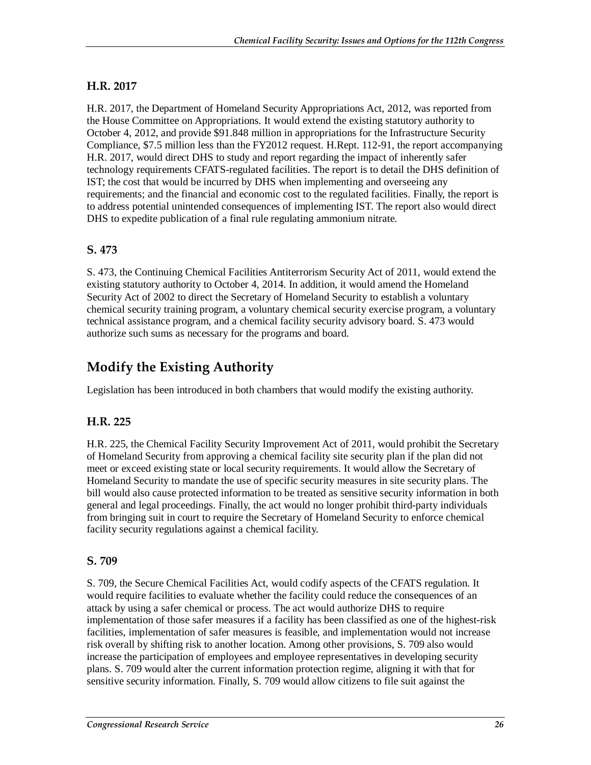### H.R. 2017

H.R. 2017, the Department of Homeland Security Appropriations Act, 2012, was reported from the House Committee on Appropriations. It would extend the existing statutory authority to October 4, 2012, and provide $91.848 million in appropriations for the Infrastructure Security Compliance, $7.5 million less than the FY2012 request. H.Rept. 112-91, the report accompanying H.R. 2017, would direct DHS to study and report regarding the impact of inherently safer technology requirements CFATS-regulated facilities. The report is to detail the DHS definition of IST; the cost that would be incurred by DHS when implementing and overseeing any requirements; and the financial and economic cost to the regulated facilities. Finally, the report is to address potential unintended consequences of implementing IST. The report also would direct DHS to expedite publication of a final rule regulating ammonium nitrate.

### S. 473

S. 473, the Continuing Chemical Facilities Antiterrorism Security Act of 2011, would extend the existing statutory authority to October 4, 2014. In addition, it would amend the Homeland Security Act of 2002 to direct the Secretary of Homeland Security to establish a voluntary chemical security training program, a voluntary chemical security exercise program, a voluntary technical assistance program, and a chemical facility security advisory board. S. 473 would authorize such sums as necessary for the programs and board.

## Modify the Existing Authority

Legislation has been introduced in both chambers that would modify the existing authority.

### H.R. 225

H.R. 225, the Chemical Facility Security Improvement Act of 2011, would prohibit the Secretary of Homeland Security from approving a chemical facility site security plan if the plan did not meet or exceed existing state or local security requirements. It would allow the Secretary of Homeland Security to mandate the use of specific security measures in site security plans. The bill would also cause protected information to be treated as sensitive security information in both general and legal proceedings. Finally, the act would no longer prohibit third-party individuals from bringing suit in court to require the Secretary of Homeland Security to enforce chemical facility security regulations against a chemical facility.

### S. 709

S. 709, the Secure Chemical Facilities Act, would codify aspects of the CFATS regulation. It would require facilities to evaluate whether the facility could reduce the consequences of an attack by using a safer chemical or process. The act would authorize DHS to require implementation of those safer measures if a facility has been classified as one of the highest-risk facilities, implementation of safer measures is feasible, and implementation would not increase risk overall by shifting risk to another location. Among other provisions, S. 709 also would increase the participation of employees and employee representatives in developing security plans. S. 709 would alter the current information protection regime, aligning it with that for sensitive security information. Finally, S. 709 would allow citizens to file suit against the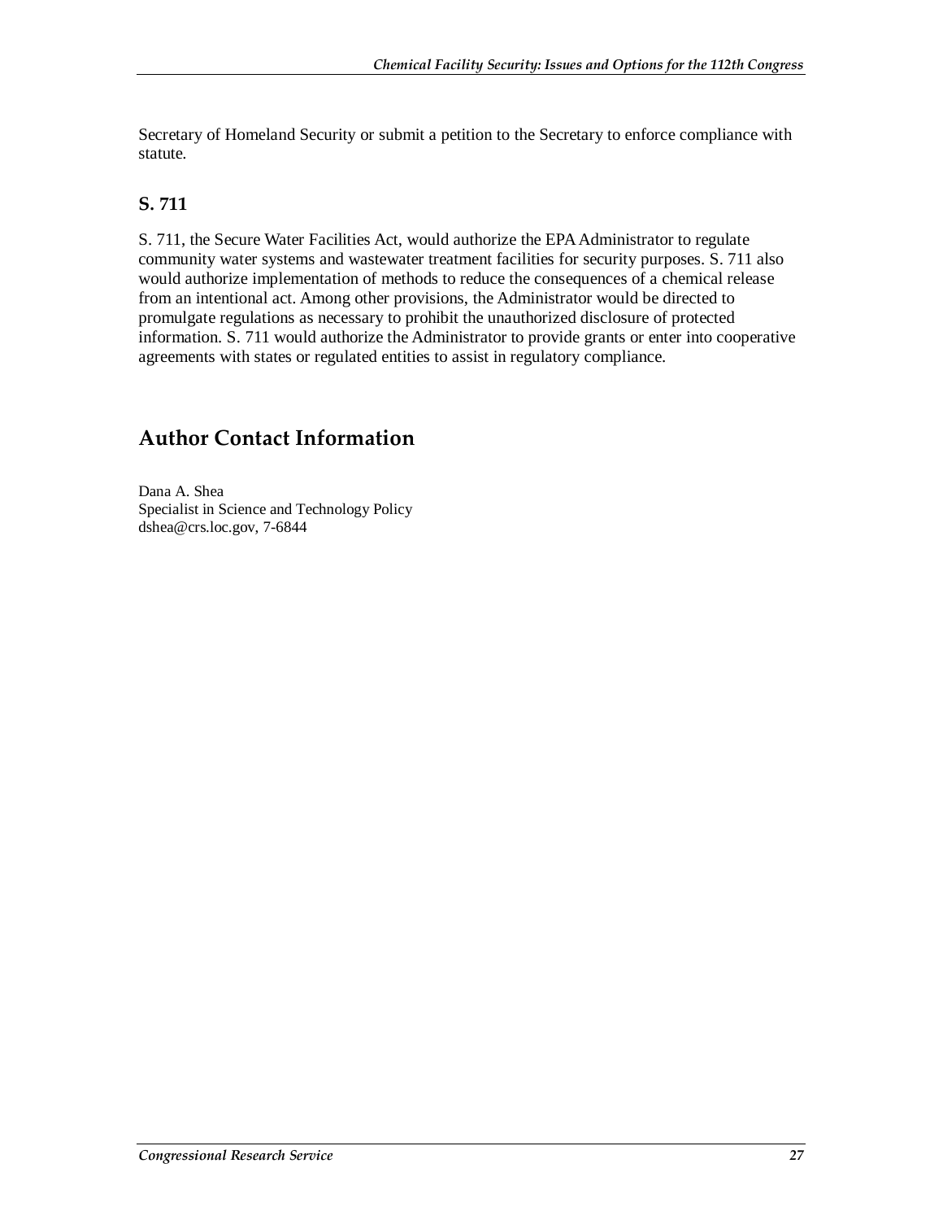Secretary of Homeland Security or submit a petition to the Secretary to enforce compliance with statute.

### S. 711

S. 711, the Secure Water Facilities Act, would authorize the EPA Administrator to regulate community water systems and wastewater treatment facilities for security purposes. S. 711 also would authorize implementation of methods to reduce the consequences of a chemical release from an intentional act. Among other provisions, the Administrator would be directed to promulgate regulations as necessary to prohibit the unauthorized disclosure of protected information. S. 711 would authorize the Administrator to provide grants or enter into cooperative agreements with states or regulated entities to assist in regulatory compliance.

## Author Contact Information

Dana A. Shea
Specialist in Science and Technology Policy
dshea@crs.loc.gov, 7-6844